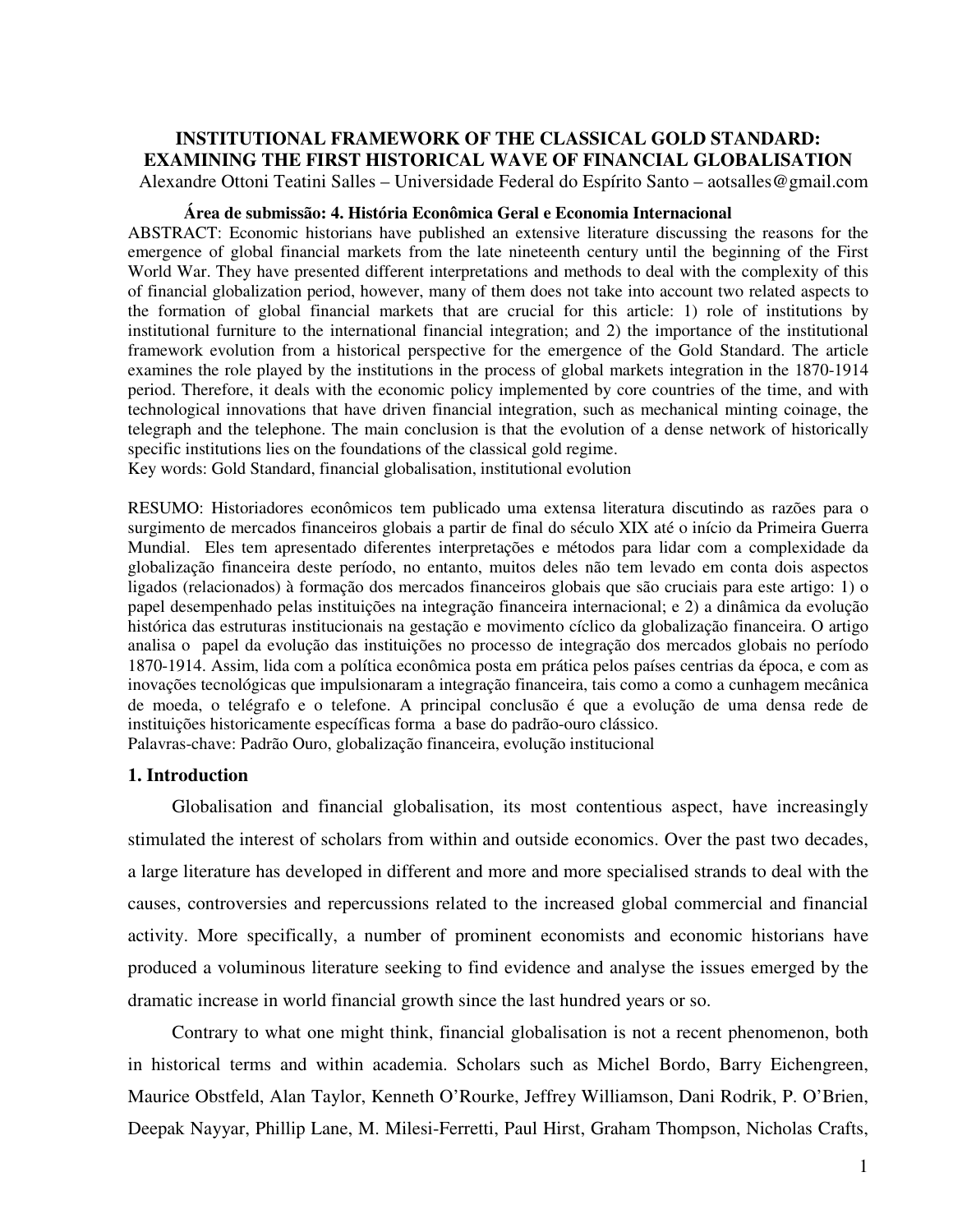# INSTITUTIONAL FRAMEWORK OF THE CLASSICAL GOLD STANDARD: EXAMINING THE FIRST HISTORICAL WAVE OF FINANCIAL GLOBALISATION

Alexandre Ottoni Teatini Salles – Universidade Federal do Espírito Santo – aotsalles@gmail.com

**Área de submissão: 4. História Econômica Geral e Economia Internacional**

ABSTRACT: Economic historians have published an extensive literature discussing the reasons for the emergence of global financial markets from the late nineteenth century until the beginning of the First World War. They have presented different interpretations and methods to deal with the complexity of this of financial globalization period, however, many of them does not take into account two related aspects to the formation of global financial markets that are crucial for this article: 1) role of institutions by institutional furniture to the international financial integration; and 2) the importance of the institutional framework evolution from a historical perspective for the emergence of the Gold Standard. The article examines the role played by the institutions in the process of global markets integration in the 1870-1914 period. Therefore, it deals with the economic policy implemented by core countries of the time, and with technological innovations that have driven financial integration, such as mechanical minting coinage, the telegraph and the telephone. The main conclusion is that the evolution of a dense network of historically specific institutions lies on the foundations of the classical gold regime.

Key words: Gold Standard, financial globalisation, institutional evolution

RESUMO: Historiadores econômicos tem publicado uma extensa literatura discutindo as razões para o surgimento de mercados financeiros globais a partir de final do século XIX até o início da Primeira Guerra Mundial. Eles tem apresentado diferentes interpretações e métodos para lidar com a complexidade da globalização financeira deste período, no entanto, muitos deles não tem levado em conta dois aspectos ligados (relacionados) à formação dos mercados financeiros globais que são cruciais para este artigo: 1) o papel desempenhado pelas instituições na integração financeira internacional; e 2) a dinâmica da evolução histórica das estruturas institucionais na gestação e movimento cíclico da globalização financeira. O artigo analisa o papel da evolução das instituições no processo de integração dos mercados globais no período 1870-1914. Assim, lida com a política econômica posta em prática pelos países centrias da época, e com as inovações tecnológicas que impulsionaram a integração financeira, tais como a como a cunhagem mecânica de moeda, o telégrafo e o telefone. A principal conclusão é que a evolução de uma densa rede de instituições historicamente específicas forma a base do padrão-ouro clássico.

Palavras-chave: Padrão Ouro, globalização financeira, evolução institucional

## 1. Introduction

Globalisation and financial globalisation, its most contentious aspect, have increasingly stimulated the interest of scholars from within and outside economics. Over the past two decades, a large literature has developed in different and more and more specialised strands to deal with the causes, controversies and repercussions related to the increased global commercial and financial activity. More specifically, a number of prominent economists and economic historians have produced a voluminous literature seeking to find evidence and analyse the issues emerged by the dramatic increase in world financial growth since the last hundred years or so.

Contrary to what one might think, financial globalisation is not a recent phenomenon, both in historical terms and within academia. Scholars such as Michel Bordo, Barry Eichengreen, Maurice Obstfeld, Alan Taylor, Kenneth O'Rourke, Jeffrey Williamson, Dani Rodrik, P. O'Brien, Deepak Nayyar, Phillip Lane, M. Milesi-Ferretti, Paul Hirst, Graham Thompson, Nicholas Crafts,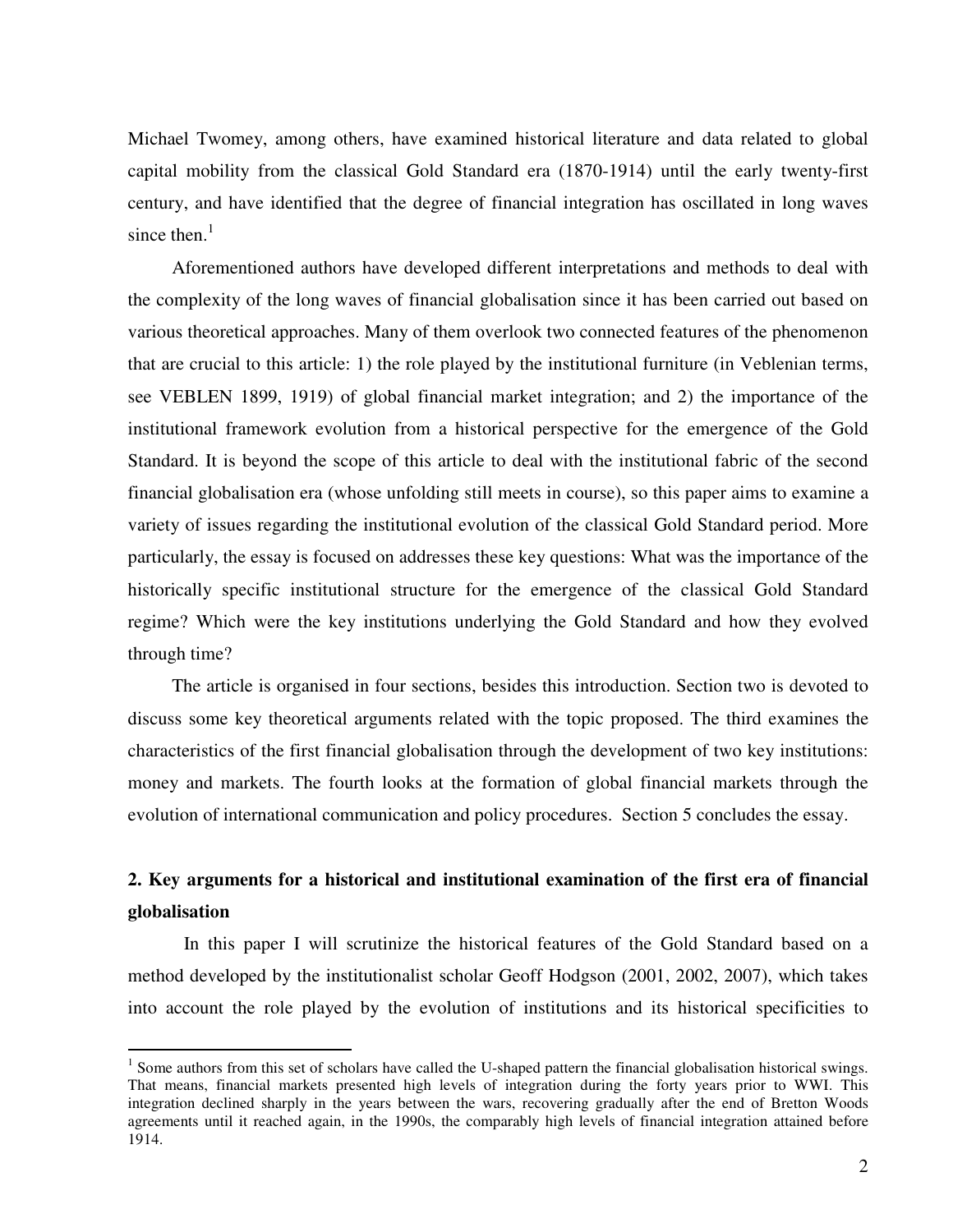Michael Twomey, among others, have examined historical literature and data related to global capital mobility from the classical Gold Standard era (1870-1914) until the early twenty-first century, and have identified that the degree of financial integration has oscillated in long waves since then.[1]

Aforementioned authors have developed different interpretations and methods to deal with the complexity of the long waves of financial globalisation since it has been carried out based on various theoretical approaches. Many of them overlook two connected features of the phenomenon that are crucial to this article: 1) the role played by the institutional furniture (in Veblenian terms, see VEBLEN 1899, 1919) of global financial market integration; and 2) the importance of the institutional framework evolution from a historical perspective for the emergence of the Gold Standard. It is beyond the scope of this article to deal with the institutional fabric of the second financial globalisation era (whose unfolding still meets in course), so this paper aims to examine a variety of issues regarding the institutional evolution of the classical Gold Standard period. More particularly, the essay is focused on addresses these key questions: What was the importance of the historically specific institutional structure for the emergence of the classical Gold Standard regime? Which were the key institutions underlying the Gold Standard and how they evolved through time?

The article is organised in four sections, besides this introduction. Section two is devoted to discuss some key theoretical arguments related with the topic proposed. The third examines the characteristics of the first financial globalisation through the development of two key institutions: money and markets. The fourth looks at the formation of global financial markets through the evolution of international communication and policy procedures. Section 5 concludes the essay.

## 2. Key arguments for a historical and institutional examination of the first era of financial globalisation

In this paper I will scrutinize the historical features of the Gold Standard based on a method developed by the institutionalist scholar Geoff Hodgson (2001, 2002, 2007), which takes into account the role played by the evolution of institutions and its historical specificities to

---

[1] Some authors from this set of scholars have called the U-shaped pattern the financial globalisation historical swings. That means, financial markets presented high levels of integration during the forty years prior to WWI. This integration declined sharply in the years between the wars, recovering gradually after the end of Bretton Woods agreements until it reached again, in the 1990s, the comparably high levels of financial integration attained before 1914.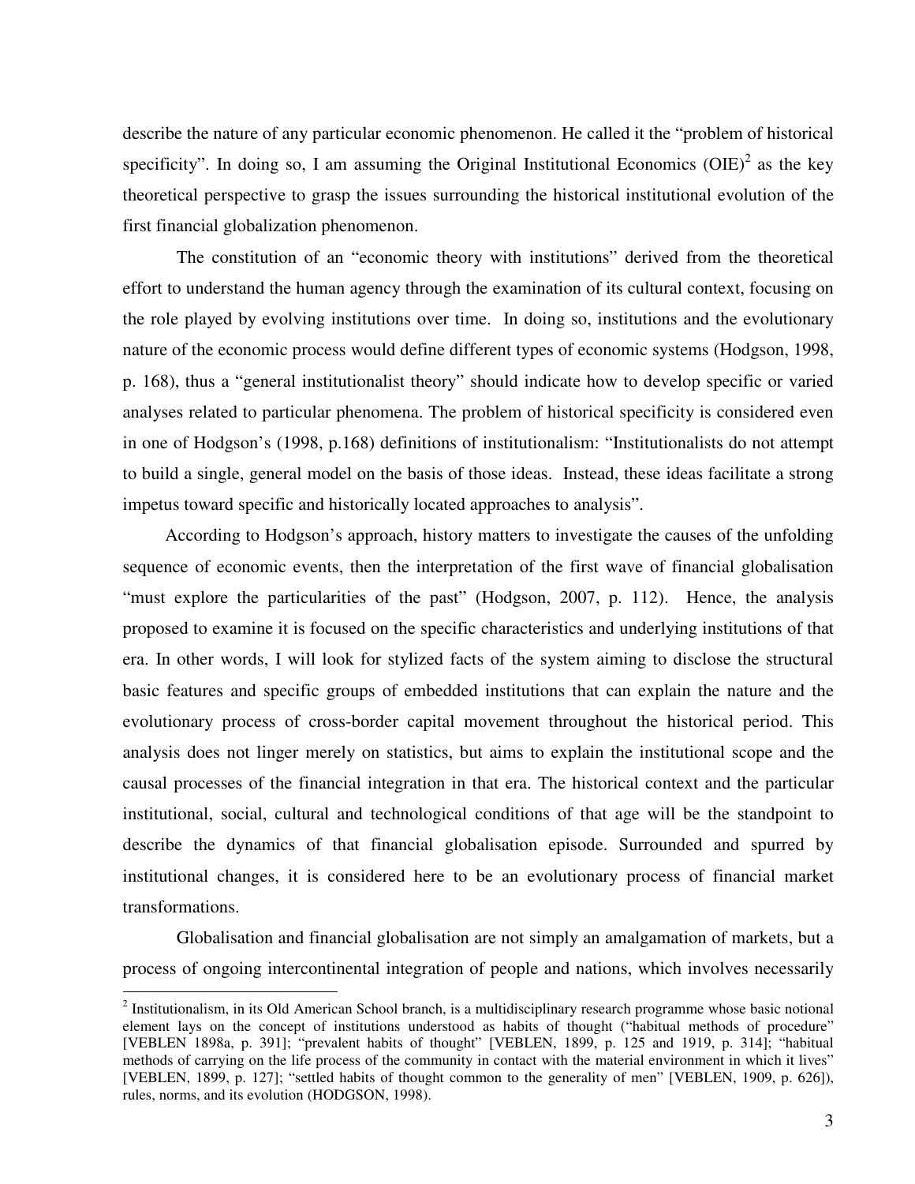describe the nature of any particular economic phenomenon. He called it the "problem of historical specificity". In doing so, I am assuming the Original Institutional Economics (OIE)[2] as the key theoretical perspective to grasp the issues surrounding the historical institutional evolution of the first financial globalization phenomenon.

The constitution of an "economic theory with institutions" derived from the theoretical effort to understand the human agency through the examination of its cultural context, focusing on the role played by evolving institutions over time. In doing so, institutions and the evolutionary nature of the economic process would define different types of economic systems (Hodgson, 1998, p. 168), thus a "general institutionalist theory" should indicate how to develop specific or varied analyses related to particular phenomena. The problem of historical specificity is considered even in one of Hodgson's (1998, p.168) definitions of institutionalism: "Institutionalists do not attempt to build a single, general model on the basis of those ideas. Instead, these ideas facilitate a strong impetus toward specific and historically located approaches to analysis".

According to Hodgson's approach, history matters to investigate the causes of the unfolding sequence of economic events, then the interpretation of the first wave of financial globalisation "must explore the particularities of the past" (Hodgson, 2007, p. 112). Hence, the analysis proposed to examine it is focused on the specific characteristics and underlying institutions of that era. In other words, I will look for stylized facts of the system aiming to disclose the structural basic features and specific groups of embedded institutions that can explain the nature and the evolutionary process of cross-border capital movement throughout the historical period. This analysis does not linger merely on statistics, but aims to explain the institutional scope and the causal processes of the financial integration in that era. The historical context and the particular institutional, social, cultural and technological conditions of that age will be the standpoint to describe the dynamics of that financial globalisation episode. Surrounded and spurred by institutional changes, it is considered here to be an evolutionary process of financial market transformations.

Globalisation and financial globalisation are not simply an amalgamation of markets, but a process of ongoing intercontinental integration of people and nations, which involves necessarily

---

[2] Institutionalism, in its Old American School branch, is a multidisciplinary research programme whose basic notional element lays on the concept of institutions understood as habits of thought ("habitual methods of procedure" [VEBLEN 1898a, p. 391]; "prevalent habits of thought" [VEBLEN, 1899, p. 125 and 1919, p. 314]; "habitual methods of carrying on the life process of the community in contact with the material environment in which it lives" [VEBLEN, 1899, p. 127]; "settled habits of thought common to the generality of men" [VEBLEN, 1909, p. 626]), rules, norms, and its evolution (HODGSON, 1998).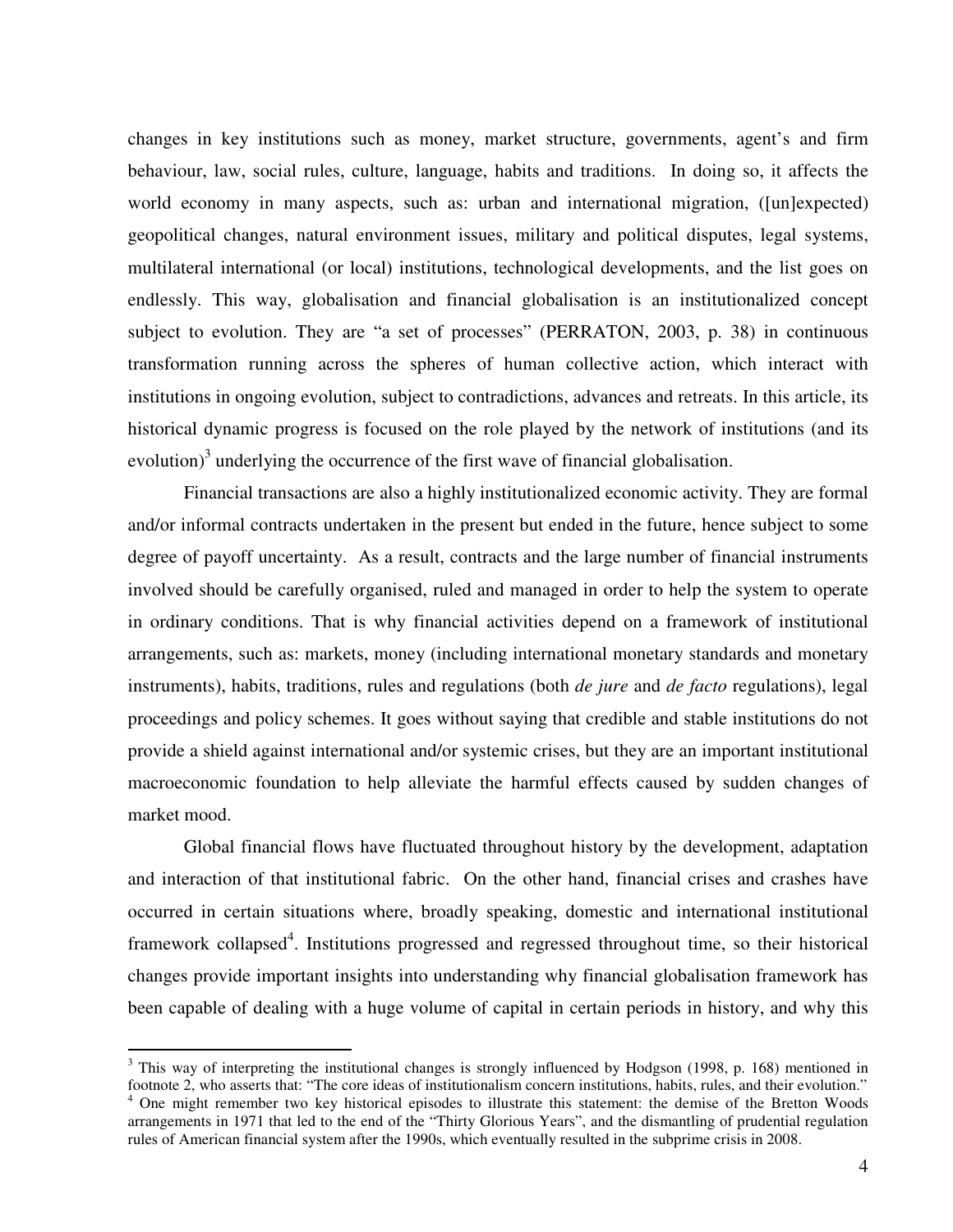changes in key institutions such as money, market structure, governments, agent's and firm behaviour, law, social rules, culture, language, habits and traditions. In doing so, it affects the world economy in many aspects, such as: urban and international migration, ([un]expected) geopolitical changes, natural environment issues, military and political disputes, legal systems, multilateral international (or local) institutions, technological developments, and the list goes on endlessly. This way, globalisation and financial globalisation is an institutionalized concept subject to evolution. They are "a set of processes" (PERRATON, 2003, p. 38) in continuous transformation running across the spheres of human collective action, which interact with institutions in ongoing evolution, subject to contradictions, advances and retreats. In this article, its historical dynamic progress is focused on the role played by the network of institutions (and its evolution)[3] underlying the occurrence of the first wave of financial globalisation.

Financial transactions are also a highly institutionalized economic activity. They are formal and/or informal contracts undertaken in the present but ended in the future, hence subject to some degree of payoff uncertainty. As a result, contracts and the large number of financial instruments involved should be carefully organised, ruled and managed in order to help the system to operate in ordinary conditions. That is why financial activities depend on a framework of institutional arrangements, such as: markets, money (including international monetary standards and monetary instruments), habits, traditions, rules and regulations (both *de jure* and *de facto* regulations), legal proceedings and policy schemes. It goes without saying that credible and stable institutions do not provide a shield against international and/or systemic crises, but they are an important institutional macroeconomic foundation to help alleviate the harmful effects caused by sudden changes of market mood.

Global financial flows have fluctuated throughout history by the development, adaptation and interaction of that institutional fabric. On the other hand, financial crises and crashes have occurred in certain situations where, broadly speaking, domestic and international institutional framework collapsed[4]. Institutions progressed and regressed throughout time, so their historical changes provide important insights into understanding why financial globalisation framework has been capable of dealing with a huge volume of capital in certain periods in history, and why this

---

[3] This way of interpreting the institutional changes is strongly influenced by Hodgson (1998, p. 168) mentioned in footnote 2, who asserts that: "The core ideas of institutionalism concern institutions, habits, rules, and their evolution."

[4] One might remember two key historical episodes to illustrate this statement: the demise of the Bretton Woods arrangements in 1971 that led to the end of the "Thirty Glorious Years", and the dismantling of prudential regulation rules of American financial system after the 1990s, which eventually resulted in the subprime crisis in 2008.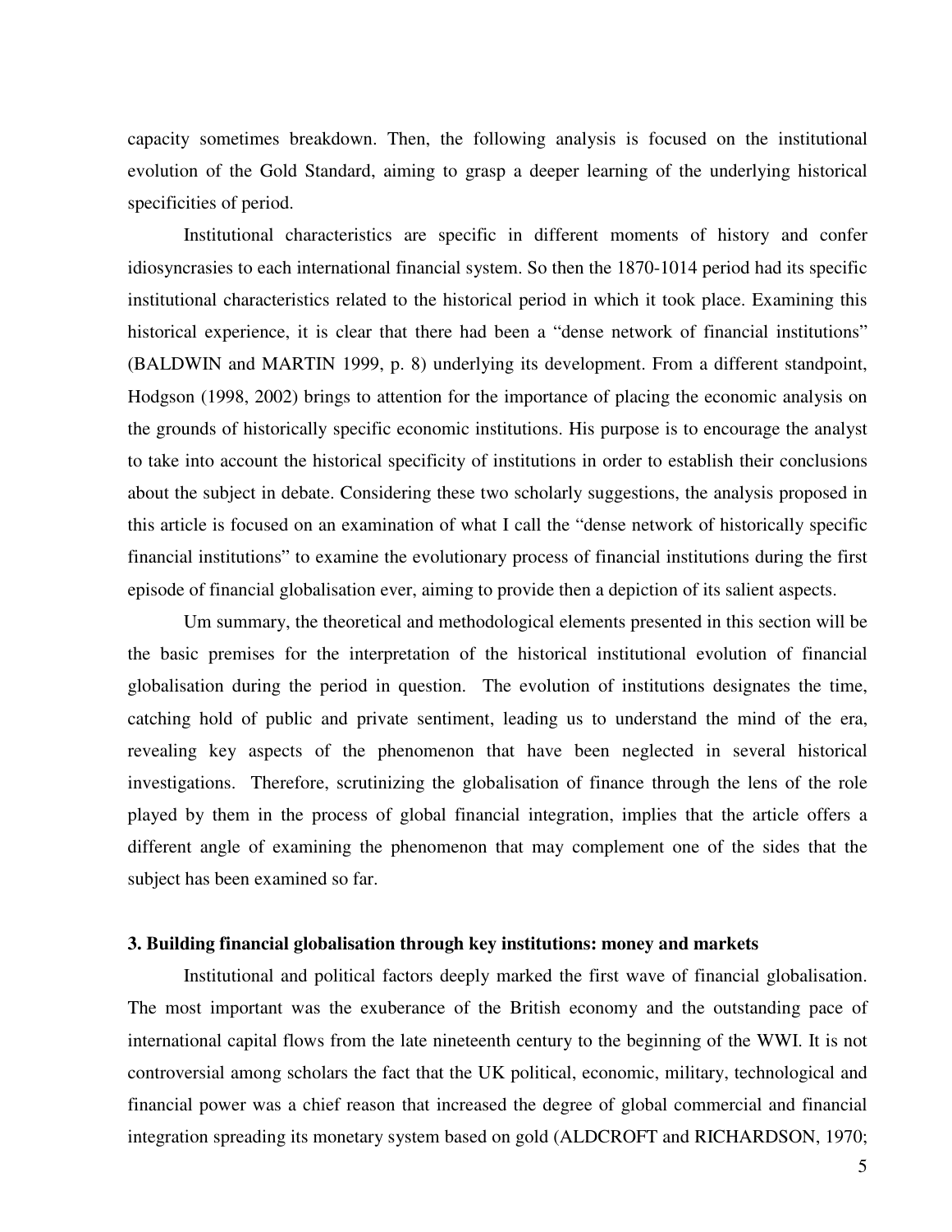capacity sometimes breakdown. Then, the following analysis is focused on the institutional evolution of the Gold Standard, aiming to grasp a deeper learning of the underlying historical specificities of period.

Institutional characteristics are specific in different moments of history and confer idiosyncrasies to each international financial system. So then the 1870-1014 period had its specific institutional characteristics related to the historical period in which it took place. Examining this historical experience, it is clear that there had been a "dense network of financial institutions" (BALDWIN and MARTIN 1999, p. 8) underlying its development. From a different standpoint, Hodgson (1998, 2002) brings to attention for the importance of placing the economic analysis on the grounds of historically specific economic institutions. His purpose is to encourage the analyst to take into account the historical specificity of institutions in order to establish their conclusions about the subject in debate. Considering these two scholarly suggestions, the analysis proposed in this article is focused on an examination of what I call the "dense network of historically specific financial institutions" to examine the evolutionary process of financial institutions during the first episode of financial globalisation ever, aiming to provide then a depiction of its salient aspects.

Um summary, the theoretical and methodological elements presented in this section will be the basic premises for the interpretation of the historical institutional evolution of financial globalisation during the period in question. The evolution of institutions designates the time, catching hold of public and private sentiment, leading us to understand the mind of the era, revealing key aspects of the phenomenon that have been neglected in several historical investigations. Therefore, scrutinizing the globalisation of finance through the lens of the role played by them in the process of global financial integration, implies that the article offers a different angle of examining the phenomenon that may complement one of the sides that the subject has been examined so far.

### 3. Building financial globalisation through key institutions: money and markets

Institutional and political factors deeply marked the first wave of financial globalisation. The most important was the exuberance of the British economy and the outstanding pace of international capital flows from the late nineteenth century to the beginning of the WWI. It is not controversial among scholars the fact that the UK political, economic, military, technological and financial power was a chief reason that increased the degree of global commercial and financial integration spreading its monetary system based on gold (ALDCROFT and RICHARDSON, 1970;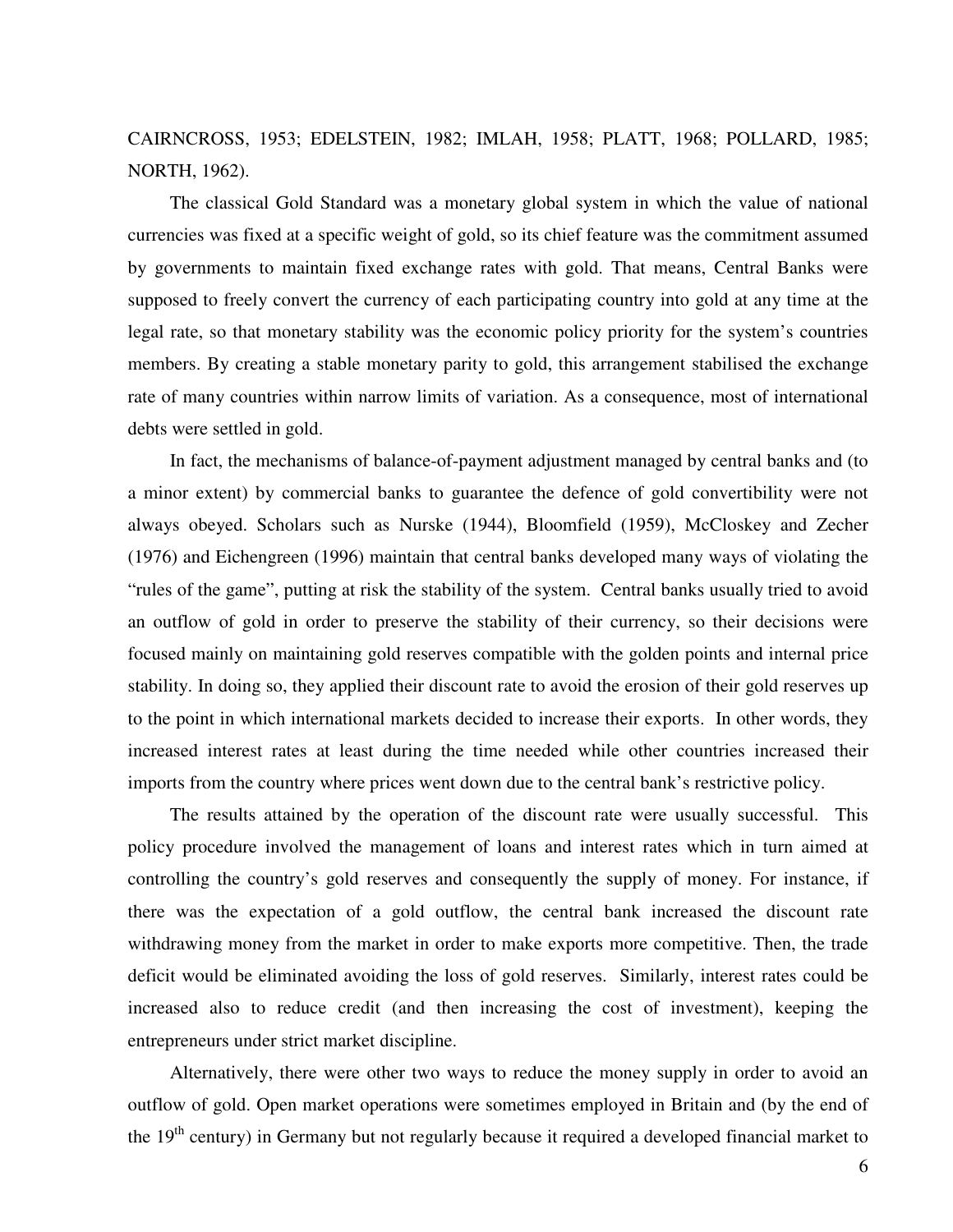CAIRNCROSS, 1953; EDELSTEIN, 1982; IMLAH, 1958; PLATT, 1968; POLLARD, 1985; NORTH, 1962).

The classical Gold Standard was a monetary global system in which the value of national currencies was fixed at a specific weight of gold, so its chief feature was the commitment assumed by governments to maintain fixed exchange rates with gold. That means, Central Banks were supposed to freely convert the currency of each participating country into gold at any time at the legal rate, so that monetary stability was the economic policy priority for the system's countries members. By creating a stable monetary parity to gold, this arrangement stabilised the exchange rate of many countries within narrow limits of variation. As a consequence, most of international debts were settled in gold.

In fact, the mechanisms of balance-of-payment adjustment managed by central banks and (to a minor extent) by commercial banks to guarantee the defence of gold convertibility were not always obeyed. Scholars such as Nurske (1944), Bloomfield (1959), McCloskey and Zecher (1976) and Eichengreen (1996) maintain that central banks developed many ways of violating the "rules of the game", putting at risk the stability of the system. Central banks usually tried to avoid an outflow of gold in order to preserve the stability of their currency, so their decisions were focused mainly on maintaining gold reserves compatible with the golden points and internal price stability. In doing so, they applied their discount rate to avoid the erosion of their gold reserves up to the point in which international markets decided to increase their exports. In other words, they increased interest rates at least during the time needed while other countries increased their imports from the country where prices went down due to the central bank's restrictive policy.

The results attained by the operation of the discount rate were usually successful. This policy procedure involved the management of loans and interest rates which in turn aimed at controlling the country's gold reserves and consequently the supply of money. For instance, if there was the expectation of a gold outflow, the central bank increased the discount rate withdrawing money from the market in order to make exports more competitive. Then, the trade deficit would be eliminated avoiding the loss of gold reserves. Similarly, interest rates could be increased also to reduce credit (and then increasing the cost of investment), keeping the entrepreneurs under strict market discipline.

Alternatively, there were other two ways to reduce the money supply in order to avoid an outflow of gold. Open market operations were sometimes employed in Britain and (by the end of the 19th century) in Germany but not regularly because it required a developed financial market to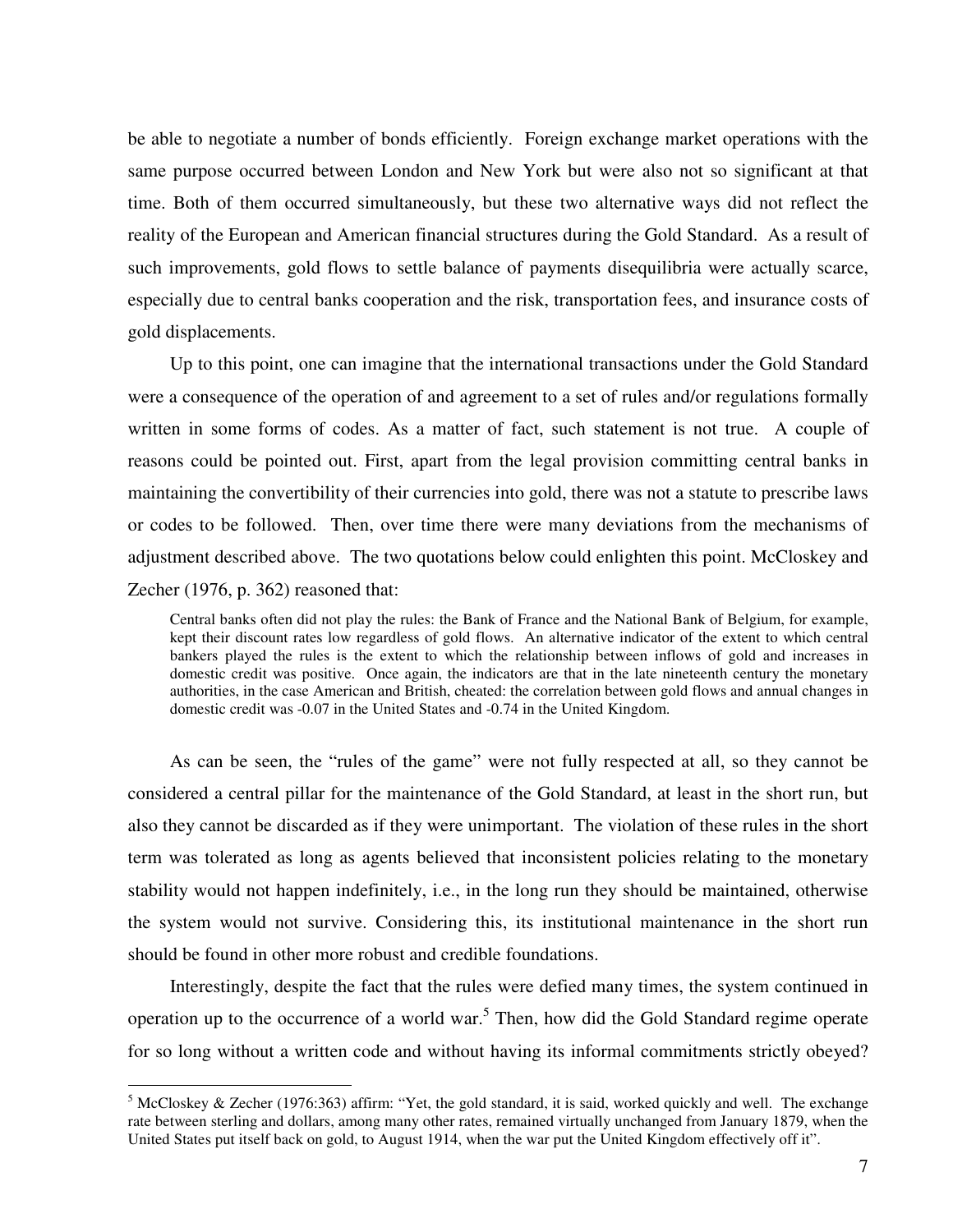be able to negotiate a number of bonds efficiently. Foreign exchange market operations with the same purpose occurred between London and New York but were also not so significant at that time. Both of them occurred simultaneously, but these two alternative ways did not reflect the reality of the European and American financial structures during the Gold Standard. As a result of such improvements, gold flows to settle balance of payments disequilibria were actually scarce, especially due to central banks cooperation and the risk, transportation fees, and insurance costs of gold displacements.

Up to this point, one can imagine that the international transactions under the Gold Standard were a consequence of the operation of and agreement to a set of rules and/or regulations formally written in some forms of codes. As a matter of fact, such statement is not true. A couple of reasons could be pointed out. First, apart from the legal provision committing central banks in maintaining the convertibility of their currencies into gold, there was not a statute to prescribe laws or codes to be followed. Then, over time there were many deviations from the mechanisms of adjustment described above. The two quotations below could enlighten this point. McCloskey and Zecher (1976, p. 362) reasoned that:

> Central banks often did not play the rules: the Bank of France and the National Bank of Belgium, for example, kept their discount rates low regardless of gold flows. An alternative indicator of the extent to which central bankers played the rules is the extent to which the relationship between inflows of gold and increases in domestic credit was positive. Once again, the indicators are that in the late nineteenth century the monetary authorities, in the case American and British, cheated: the correlation between gold flows and annual changes in domestic credit was -0.07 in the United States and -0.74 in the United Kingdom.

As can be seen, the "rules of the game" were not fully respected at all, so they cannot be considered a central pillar for the maintenance of the Gold Standard, at least in the short run, but also they cannot be discarded as if they were unimportant. The violation of these rules in the short term was tolerated as long as agents believed that inconsistent policies relating to the monetary stability would not happen indefinitely, i.e., in the long run they should be maintained, otherwise the system would not survive. Considering this, its institutional maintenance in the short run should be found in other more robust and credible foundations.

Interestingly, despite the fact that the rules were defied many times, the system continued in operation up to the occurrence of a world war.[5] Then, how did the Gold Standard regime operate for so long without a written code and without having its informal commitments strictly obeyed?

[5] McCloskey & Zecher (1976:363) affirm: "Yet, the gold standard, it is said, worked quickly and well. The exchange rate between sterling and dollars, among many other rates, remained virtually unchanged from January 1879, when the United States put itself back on gold, to August 1914, when the war put the United Kingdom effectively off it".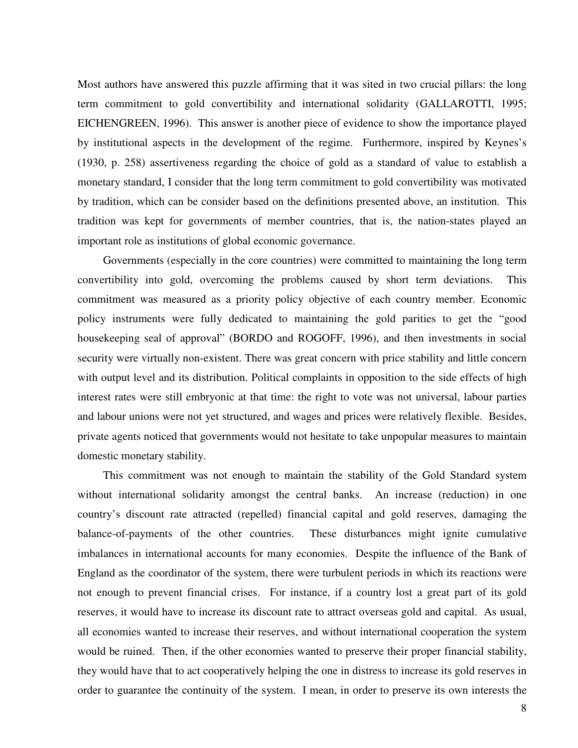Most authors have answered this puzzle affirming that it was sited in two crucial pillars: the long term commitment to gold convertibility and international solidarity (GALLAROTTI, 1995; EICHENGREEN, 1996). This answer is another piece of evidence to show the importance played by institutional aspects in the development of the regime. Furthermore, inspired by Keynes's (1930, p. 258) assertiveness regarding the choice of gold as a standard of value to establish a monetary standard, I consider that the long term commitment to gold convertibility was motivated by tradition, which can be consider based on the definitions presented above, an institution. This tradition was kept for governments of member countries, that is, the nation-states played an important role as institutions of global economic governance.

Governments (especially in the core countries) were committed to maintaining the long term convertibility into gold, overcoming the problems caused by short term deviations. This commitment was measured as a priority policy objective of each country member. Economic policy instruments were fully dedicated to maintaining the gold parities to get the "good housekeeping seal of approval" (BORDO and ROGOFF, 1996), and then investments in social security were virtually non-existent. There was great concern with price stability and little concern with output level and its distribution. Political complaints in opposition to the side effects of high interest rates were still embryonic at that time: the right to vote was not universal, labour parties and labour unions were not yet structured, and wages and prices were relatively flexible. Besides, private agents noticed that governments would not hesitate to take unpopular measures to maintain domestic monetary stability.

This commitment was not enough to maintain the stability of the Gold Standard system without international solidarity amongst the central banks. An increase (reduction) in one country's discount rate attracted (repelled) financial capital and gold reserves, damaging the balance-of-payments of the other countries. These disturbances might ignite cumulative imbalances in international accounts for many economies. Despite the influence of the Bank of England as the coordinator of the system, there were turbulent periods in which its reactions were not enough to prevent financial crises. For instance, if a country lost a great part of its gold reserves, it would have to increase its discount rate to attract overseas gold and capital. As usual, all economies wanted to increase their reserves, and without international cooperation the system would be ruined. Then, if the other economies wanted to preserve their proper financial stability, they would have that to act cooperatively helping the one in distress to increase its gold reserves in order to guarantee the continuity of the system. I mean, in order to preserve its own interests the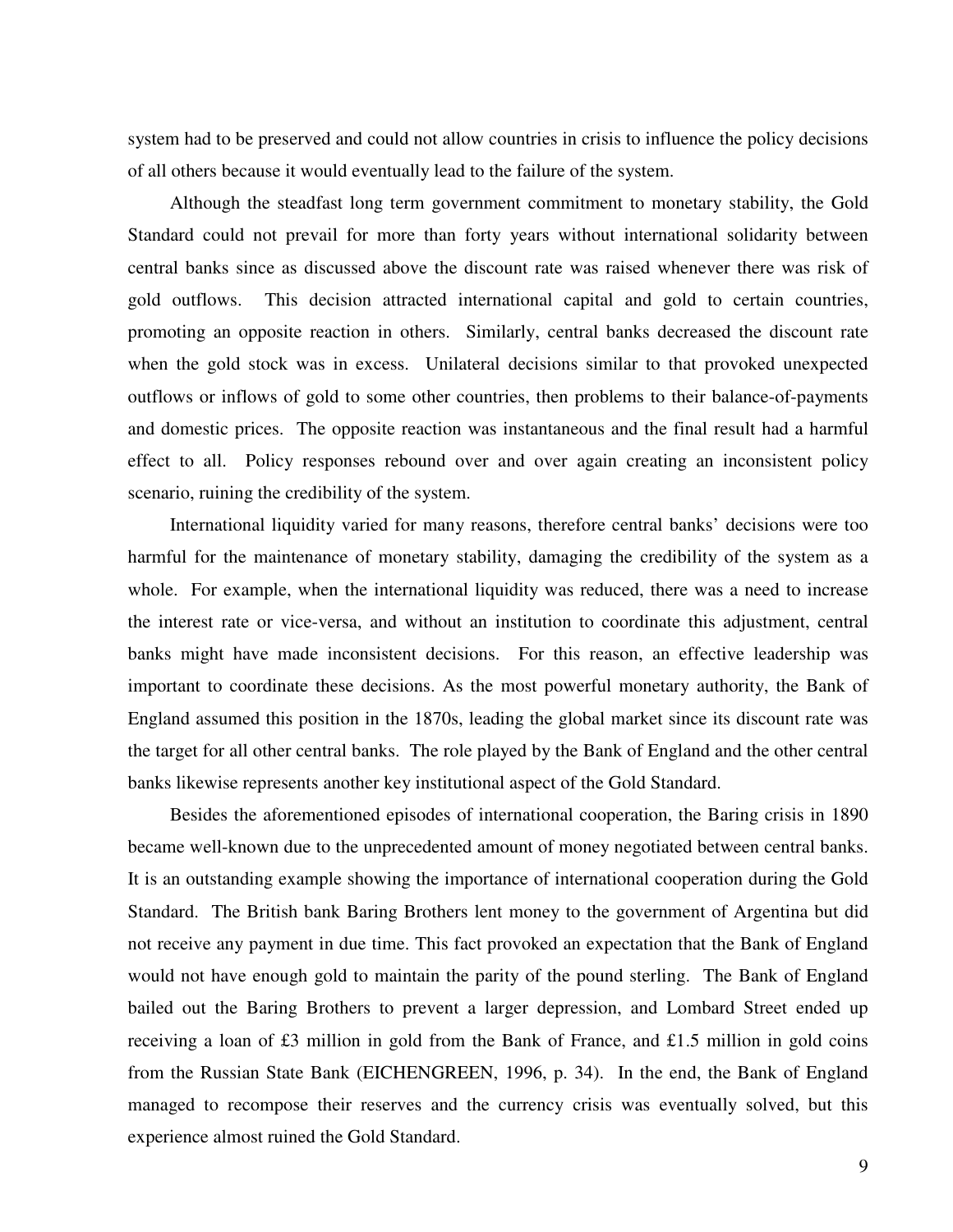system had to be preserved and could not allow countries in crisis to influence the policy decisions of all others because it would eventually lead to the failure of the system.

Although the steadfast long term government commitment to monetary stability, the Gold Standard could not prevail for more than forty years without international solidarity between central banks since as discussed above the discount rate was raised whenever there was risk of gold outflows. This decision attracted international capital and gold to certain countries, promoting an opposite reaction in others. Similarly, central banks decreased the discount rate when the gold stock was in excess. Unilateral decisions similar to that provoked unexpected outflows or inflows of gold to some other countries, then problems to their balance-of-payments and domestic prices. The opposite reaction was instantaneous and the final result had a harmful effect to all. Policy responses rebound over and over again creating an inconsistent policy scenario, ruining the credibility of the system.

International liquidity varied for many reasons, therefore central banks' decisions were too harmful for the maintenance of monetary stability, damaging the credibility of the system as a whole. For example, when the international liquidity was reduced, there was a need to increase the interest rate or vice-versa, and without an institution to coordinate this adjustment, central banks might have made inconsistent decisions. For this reason, an effective leadership was important to coordinate these decisions. As the most powerful monetary authority, the Bank of England assumed this position in the 1870s, leading the global market since its discount rate was the target for all other central banks. The role played by the Bank of England and the other central banks likewise represents another key institutional aspect of the Gold Standard.

Besides the aforementioned episodes of international cooperation, the Baring crisis in 1890 became well-known due to the unprecedented amount of money negotiated between central banks. It is an outstanding example showing the importance of international cooperation during the Gold Standard. The British bank Baring Brothers lent money to the government of Argentina but did not receive any payment in due time. This fact provoked an expectation that the Bank of England would not have enough gold to maintain the parity of the pound sterling. The Bank of England bailed out the Baring Brothers to prevent a larger depression, and Lombard Street ended up receiving a loan of £3 million in gold from the Bank of France, and £1.5 million in gold coins from the Russian State Bank (EICHENGREEN, 1996, p. 34). In the end, the Bank of England managed to recompose their reserves and the currency crisis was eventually solved, but this experience almost ruined the Gold Standard.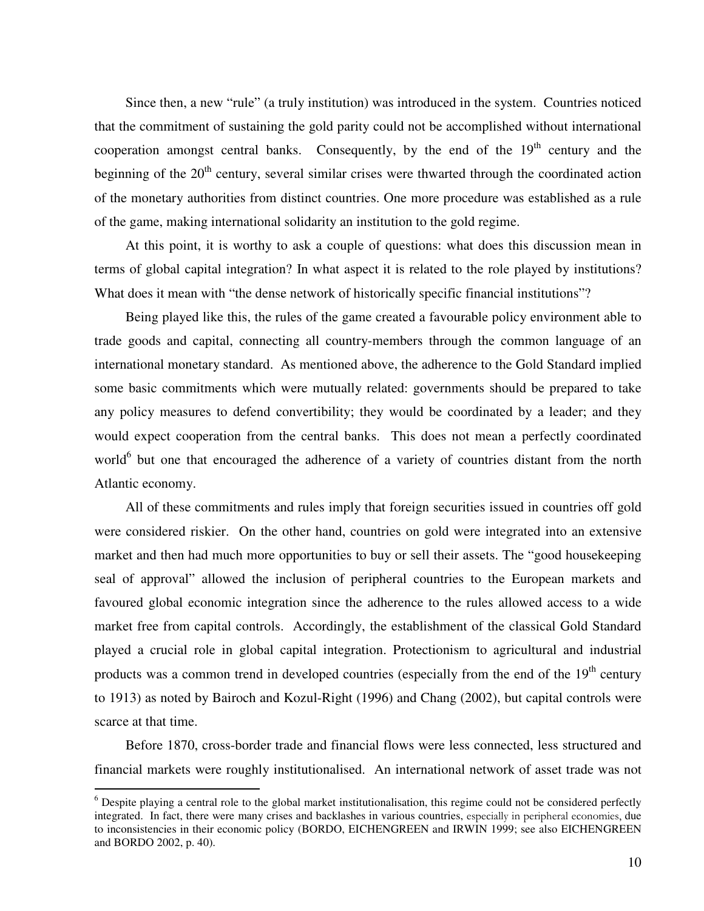Since then, a new "rule" (a truly institution) was introduced in the system. Countries noticed that the commitment of sustaining the gold parity could not be accomplished without international cooperation amongst central banks. Consequently, by the end of the 19th century and the beginning of the 20th century, several similar crises were thwarted through the coordinated action of the monetary authorities from distinct countries. One more procedure was established as a rule of the game, making international solidarity an institution to the gold regime.

At this point, it is worthy to ask a couple of questions: what does this discussion mean in terms of global capital integration? In what aspect it is related to the role played by institutions? What does it mean with "the dense network of historically specific financial institutions"?

Being played like this, the rules of the game created a favourable policy environment able to trade goods and capital, connecting all country-members through the common language of an international monetary standard. As mentioned above, the adherence to the Gold Standard implied some basic commitments which were mutually related: governments should be prepared to take any policy measures to defend convertibility; they would be coordinated by a leader; and they would expect cooperation from the central banks. This does not mean a perfectly coordinated world[6] but one that encouraged the adherence of a variety of countries distant from the north Atlantic economy.

All of these commitments and rules imply that foreign securities issued in countries off gold were considered riskier. On the other hand, countries on gold were integrated into an extensive market and then had much more opportunities to buy or sell their assets. The "good housekeeping seal of approval" allowed the inclusion of peripheral countries to the European markets and favoured global economic integration since the adherence to the rules allowed access to a wide market free from capital controls. Accordingly, the establishment of the classical Gold Standard played a crucial role in global capital integration. Protectionism to agricultural and industrial products was a common trend in developed countries (especially from the end of the 19th century to 1913) as noted by Bairoch and Kozul-Right (1996) and Chang (2002), but capital controls were scarce at that time.

Before 1870, cross-border trade and financial flows were less connected, less structured and financial markets were roughly institutionalised. An international network of asset trade was not

[6] Despite playing a central role to the global market institutionalisation, this regime could not be considered perfectly integrated. In fact, there were many crises and backlashes in various countries, especially in peripheral economies, due to inconsistencies in their economic policy (BORDO, EICHENGREEN and IRWIN 1999; see also EICHENGREEN and BORDO 2002, p. 40).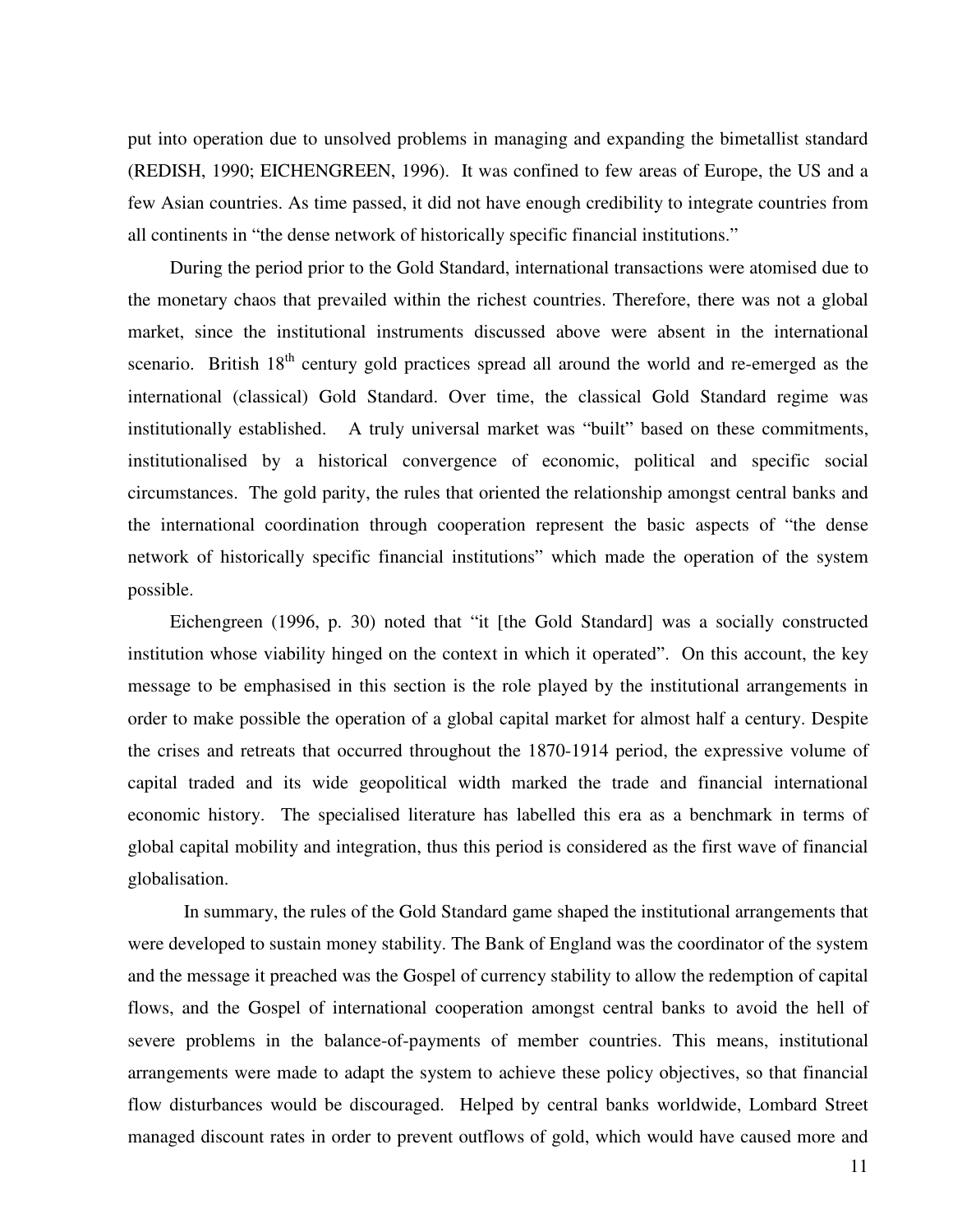put into operation due to unsolved problems in managing and expanding the bimetallist standard (REDISH, 1990; EICHENGREEN, 1996). It was confined to few areas of Europe, the US and a few Asian countries. As time passed, it did not have enough credibility to integrate countries from all continents in "the dense network of historically specific financial institutions."

During the period prior to the Gold Standard, international transactions were atomised due to the monetary chaos that prevailed within the richest countries. Therefore, there was not a global market, since the institutional instruments discussed above were absent in the international scenario. British 18th century gold practices spread all around the world and re-emerged as the international (classical) Gold Standard. Over time, the classical Gold Standard regime was institutionally established. A truly universal market was "built" based on these commitments, institutionalised by a historical convergence of economic, political and specific social circumstances. The gold parity, the rules that oriented the relationship amongst central banks and the international coordination through cooperation represent the basic aspects of "the dense network of historically specific financial institutions" which made the operation of the system possible.

Eichengreen (1996, p. 30) noted that "it [the Gold Standard] was a socially constructed institution whose viability hinged on the context in which it operated". On this account, the key message to be emphasised in this section is the role played by the institutional arrangements in order to make possible the operation of a global capital market for almost half a century. Despite the crises and retreats that occurred throughout the 1870-1914 period, the expressive volume of capital traded and its wide geopolitical width marked the trade and financial international economic history. The specialised literature has labelled this era as a benchmark in terms of global capital mobility and integration, thus this period is considered as the first wave of financial globalisation.

In summary, the rules of the Gold Standard game shaped the institutional arrangements that were developed to sustain money stability. The Bank of England was the coordinator of the system and the message it preached was the Gospel of currency stability to allow the redemption of capital flows, and the Gospel of international cooperation amongst central banks to avoid the hell of severe problems in the balance-of-payments of member countries. This means, institutional arrangements were made to adapt the system to achieve these policy objectives, so that financial flow disturbances would be discouraged. Helped by central banks worldwide, Lombard Street managed discount rates in order to prevent outflows of gold, which would have caused more and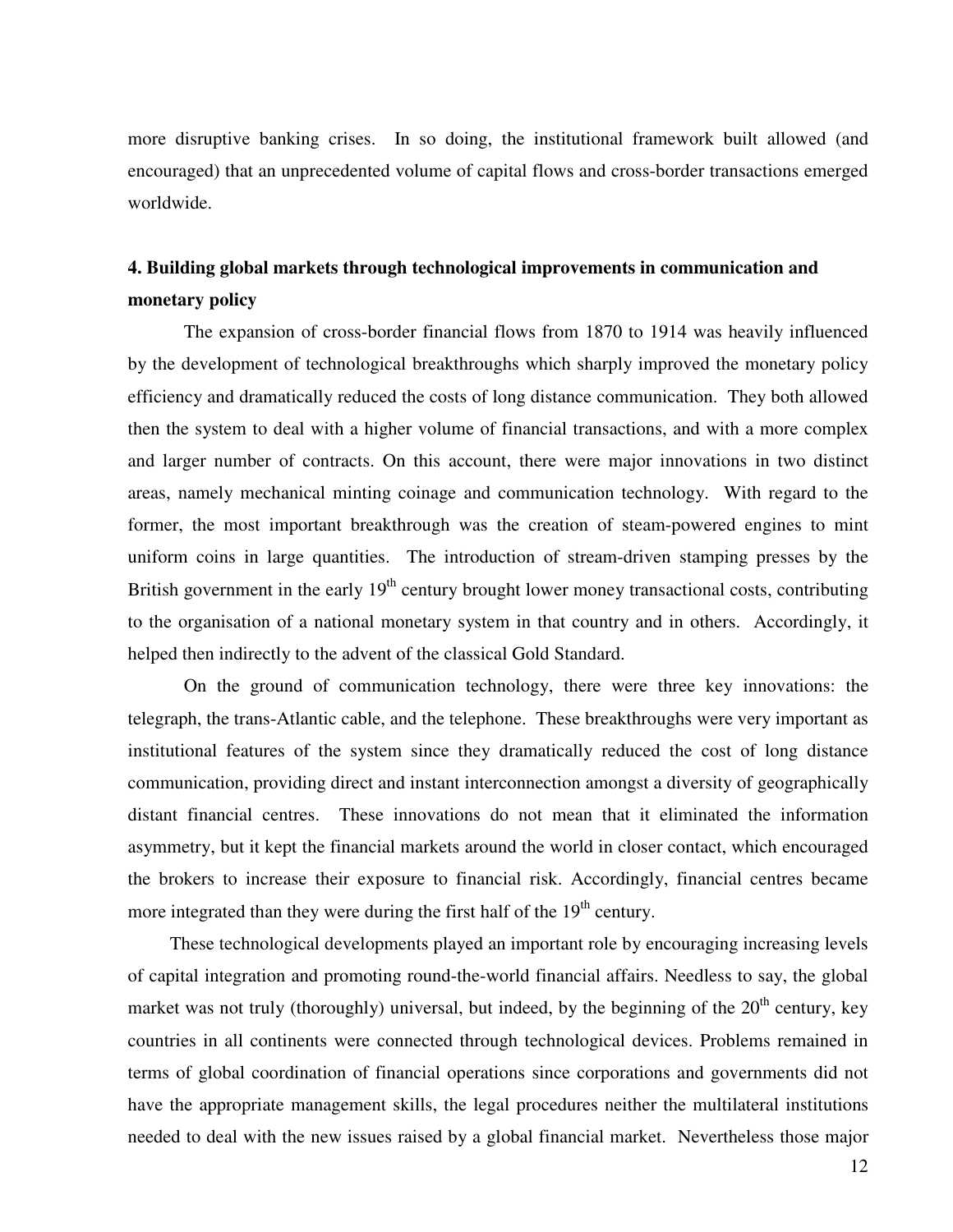more disruptive banking crises. In so doing, the institutional framework built allowed (and encouraged) that an unprecedented volume of capital flows and cross-border transactions emerged worldwide.

## 4. Building global markets through technological improvements in communication and monetary policy

The expansion of cross-border financial flows from 1870 to 1914 was heavily influenced by the development of technological breakthroughs which sharply improved the monetary policy efficiency and dramatically reduced the costs of long distance communication. They both allowed then the system to deal with a higher volume of financial transactions, and with a more complex and larger number of contracts. On this account, there were major innovations in two distinct areas, namely mechanical minting coinage and communication technology. With regard to the former, the most important breakthrough was the creation of steam-powered engines to mint uniform coins in large quantities. The introduction of stream-driven stamping presses by the British government in the early 19th century brought lower money transactional costs, contributing to the organisation of a national monetary system in that country and in others. Accordingly, it helped then indirectly to the advent of the classical Gold Standard.

On the ground of communication technology, there were three key innovations: the telegraph, the trans-Atlantic cable, and the telephone. These breakthroughs were very important as institutional features of the system since they dramatically reduced the cost of long distance communication, providing direct and instant interconnection amongst a diversity of geographically distant financial centres. These innovations do not mean that it eliminated the information asymmetry, but it kept the financial markets around the world in closer contact, which encouraged the brokers to increase their exposure to financial risk. Accordingly, financial centres became more integrated than they were during the first half of the 19th century.

These technological developments played an important role by encouraging increasing levels of capital integration and promoting round-the-world financial affairs. Needless to say, the global market was not truly (thoroughly) universal, but indeed, by the beginning of the 20th century, key countries in all continents were connected through technological devices. Problems remained in terms of global coordination of financial operations since corporations and governments did not have the appropriate management skills, the legal procedures neither the multilateral institutions needed to deal with the new issues raised by a global financial market. Nevertheless those major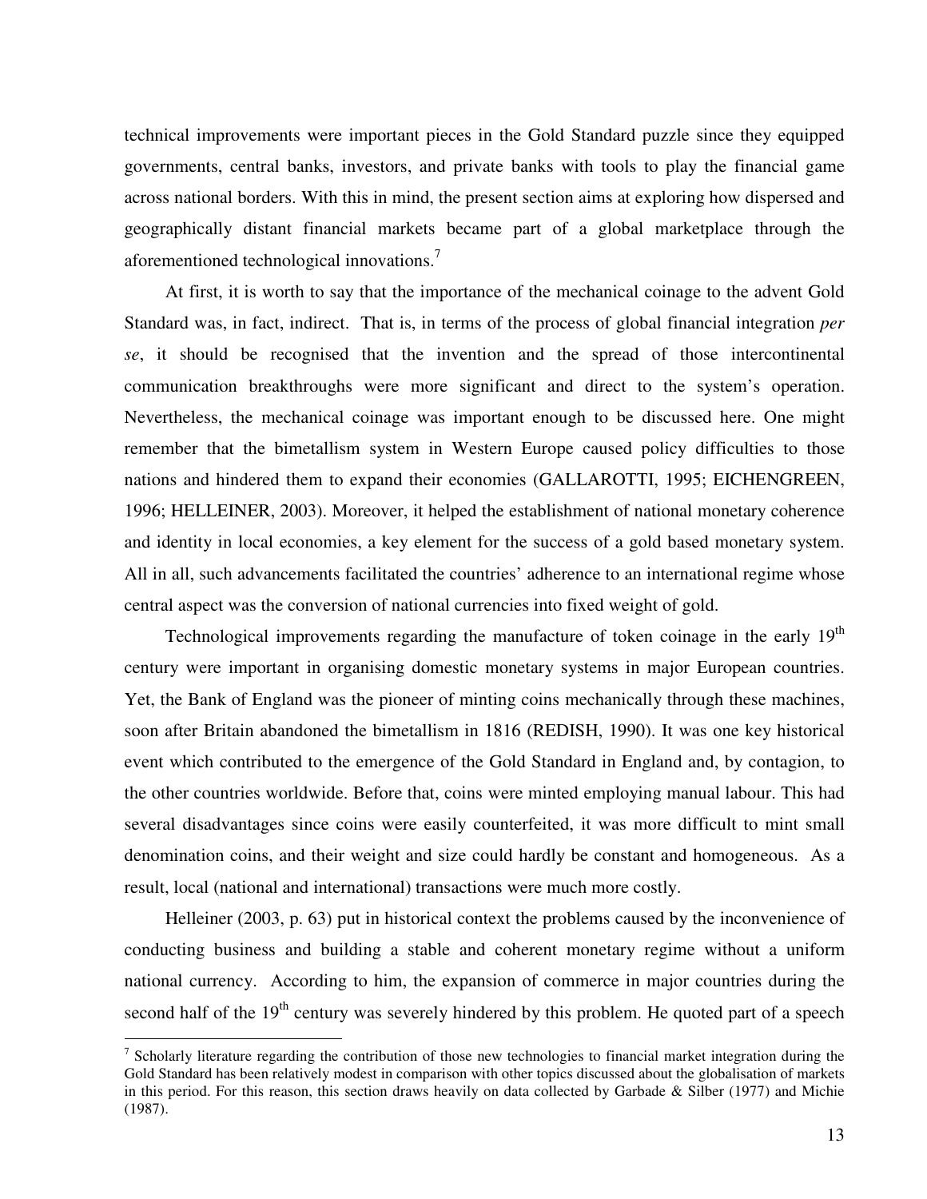technical improvements were important pieces in the Gold Standard puzzle since they equipped governments, central banks, investors, and private banks with tools to play the financial game across national borders. With this in mind, the present section aims at exploring how dispersed and geographically distant financial markets became part of a global marketplace through the aforementioned technological innovations.[7]

At first, it is worth to say that the importance of the mechanical coinage to the advent Gold Standard was, in fact, indirect. That is, in terms of the process of global financial integration *per se*, it should be recognised that the invention and the spread of those intercontinental communication breakthroughs were more significant and direct to the system's operation. Nevertheless, the mechanical coinage was important enough to be discussed here. One might remember that the bimetallism system in Western Europe caused policy difficulties to those nations and hindered them to expand their economies (GALLAROTTI, 1995; EICHENGREEN, 1996; HELLEINER, 2003). Moreover, it helped the establishment of national monetary coherence and identity in local economies, a key element for the success of a gold based monetary system. All in all, such advancements facilitated the countries' adherence to an international regime whose central aspect was the conversion of national currencies into fixed weight of gold.

Technological improvements regarding the manufacture of token coinage in the early 19th century were important in organising domestic monetary systems in major European countries. Yet, the Bank of England was the pioneer of minting coins mechanically through these machines, soon after Britain abandoned the bimetallism in 1816 (REDISH, 1990). It was one key historical event which contributed to the emergence of the Gold Standard in England and, by contagion, to the other countries worldwide. Before that, coins were minted employing manual labour. This had several disadvantages since coins were easily counterfeited, it was more difficult to mint small denomination coins, and their weight and size could hardly be constant and homogeneous. As a result, local (national and international) transactions were much more costly.

Helleiner (2003, p. 63) put in historical context the problems caused by the inconvenience of conducting business and building a stable and coherent monetary regime without a uniform national currency. According to him, the expansion of commerce in major countries during the second half of the 19th century was severely hindered by this problem. He quoted part of a speech

---

[7] Scholarly literature regarding the contribution of those new technologies to financial market integration during the Gold Standard has been relatively modest in comparison with other topics discussed about the globalisation of markets in this period. For this reason, this section draws heavily on data collected by Garbade & Silber (1977) and Michie (1987).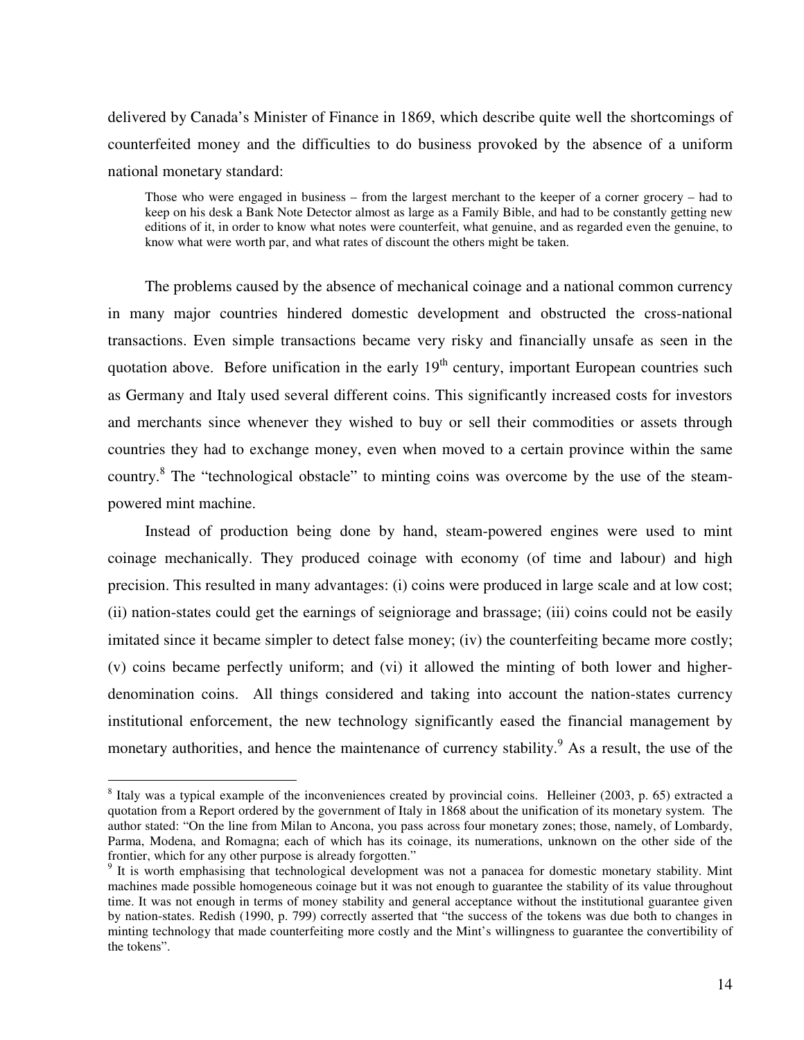delivered by Canada's Minister of Finance in 1869, which describe quite well the shortcomings of counterfeited money and the difficulties to do business provoked by the absence of a uniform national monetary standard:

> Those who were engaged in business – from the largest merchant to the keeper of a corner grocery – had to keep on his desk a Bank Note Detector almost as large as a Family Bible, and had to be constantly getting new editions of it, in order to know what notes were counterfeit, what genuine, and as regarded even the genuine, to know what were worth par, and what rates of discount the others might be taken.

The problems caused by the absence of mechanical coinage and a national common currency in many major countries hindered domestic development and obstructed the cross-national transactions. Even simple transactions became very risky and financially unsafe as seen in the quotation above. Before unification in the early 19th century, important European countries such as Germany and Italy used several different coins. This significantly increased costs for investors and merchants since whenever they wished to buy or sell their commodities or assets through countries they had to exchange money, even when moved to a certain province within the same country.[8] The "technological obstacle" to minting coins was overcome by the use of the steam-powered mint machine.

Instead of production being done by hand, steam-powered engines were used to mint coinage mechanically. They produced coinage with economy (of time and labour) and high precision. This resulted in many advantages: (i) coins were produced in large scale and at low cost; (ii) nation-states could get the earnings of seigniorage and brassage; (iii) coins could not be easily imitated since it became simpler to detect false money; (iv) the counterfeiting became more costly; (v) coins became perfectly uniform; and (vi) it allowed the minting of both lower and higher-denomination coins. All things considered and taking into account the nation-states currency institutional enforcement, the new technology significantly eased the financial management by monetary authorities, and hence the maintenance of currency stability.[9] As a result, the use of the

---

[8] Italy was a typical example of the inconveniences created by provincial coins. Helleiner (2003, p. 65) extracted a quotation from a Report ordered by the government of Italy in 1868 about the unification of its monetary system. The author stated: "On the line from Milan to Ancona, you pass across four monetary zones; those, namely, of Lombardy, Parma, Modena, and Romagna; each of which has its coinage, its numerations, unknown on the other side of the frontier, which for any other purpose is already forgotten."

[9] It is worth emphasising that technological development was not a panacea for domestic monetary stability. Mint machines made possible homogeneous coinage but it was not enough to guarantee the stability of its value throughout time. It was not enough in terms of money stability and general acceptance without the institutional guarantee given by nation-states. Redish (1990, p. 799) correctly asserted that "the success of the tokens was due both to changes in minting technology that made counterfeiting more costly and the Mint's willingness to guarantee the convertibility of the tokens".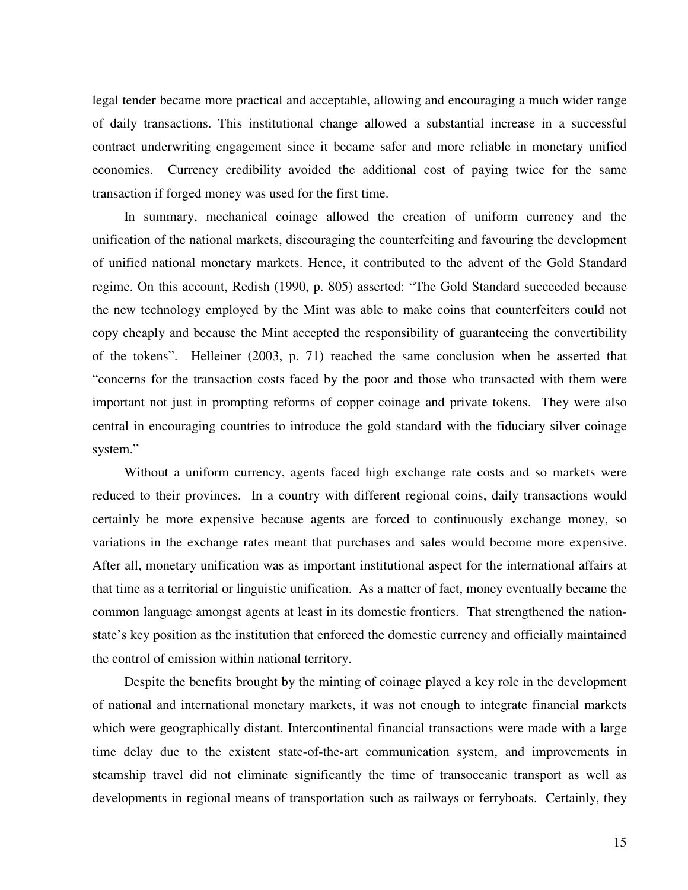legal tender became more practical and acceptable, allowing and encouraging a much wider range of daily transactions. This institutional change allowed a substantial increase in a successful contract underwriting engagement since it became safer and more reliable in monetary unified economies. Currency credibility avoided the additional cost of paying twice for the same transaction if forged money was used for the first time.

In summary, mechanical coinage allowed the creation of uniform currency and the unification of the national markets, discouraging the counterfeiting and favouring the development of unified national monetary markets. Hence, it contributed to the advent of the Gold Standard regime. On this account, Redish (1990, p. 805) asserted: "The Gold Standard succeeded because the new technology employed by the Mint was able to make coins that counterfeiters could not copy cheaply and because the Mint accepted the responsibility of guaranteeing the convertibility of the tokens". Helleiner (2003, p. 71) reached the same conclusion when he asserted that "concerns for the transaction costs faced by the poor and those who transacted with them were important not just in prompting reforms of copper coinage and private tokens. They were also central in encouraging countries to introduce the gold standard with the fiduciary silver coinage system."

Without a uniform currency, agents faced high exchange rate costs and so markets were reduced to their provinces. In a country with different regional coins, daily transactions would certainly be more expensive because agents are forced to continuously exchange money, so variations in the exchange rates meant that purchases and sales would become more expensive. After all, monetary unification was as important institutional aspect for the international affairs at that time as a territorial or linguistic unification. As a matter of fact, money eventually became the common language amongst agents at least in its domestic frontiers. That strengthened the nation-state's key position as the institution that enforced the domestic currency and officially maintained the control of emission within national territory.

Despite the benefits brought by the minting of coinage played a key role in the development of national and international monetary markets, it was not enough to integrate financial markets which were geographically distant. Intercontinental financial transactions were made with a large time delay due to the existent state-of-the-art communication system, and improvements in steamship travel did not eliminate significantly the time of transoceanic transport as well as developments in regional means of transportation such as railways or ferryboats. Certainly, they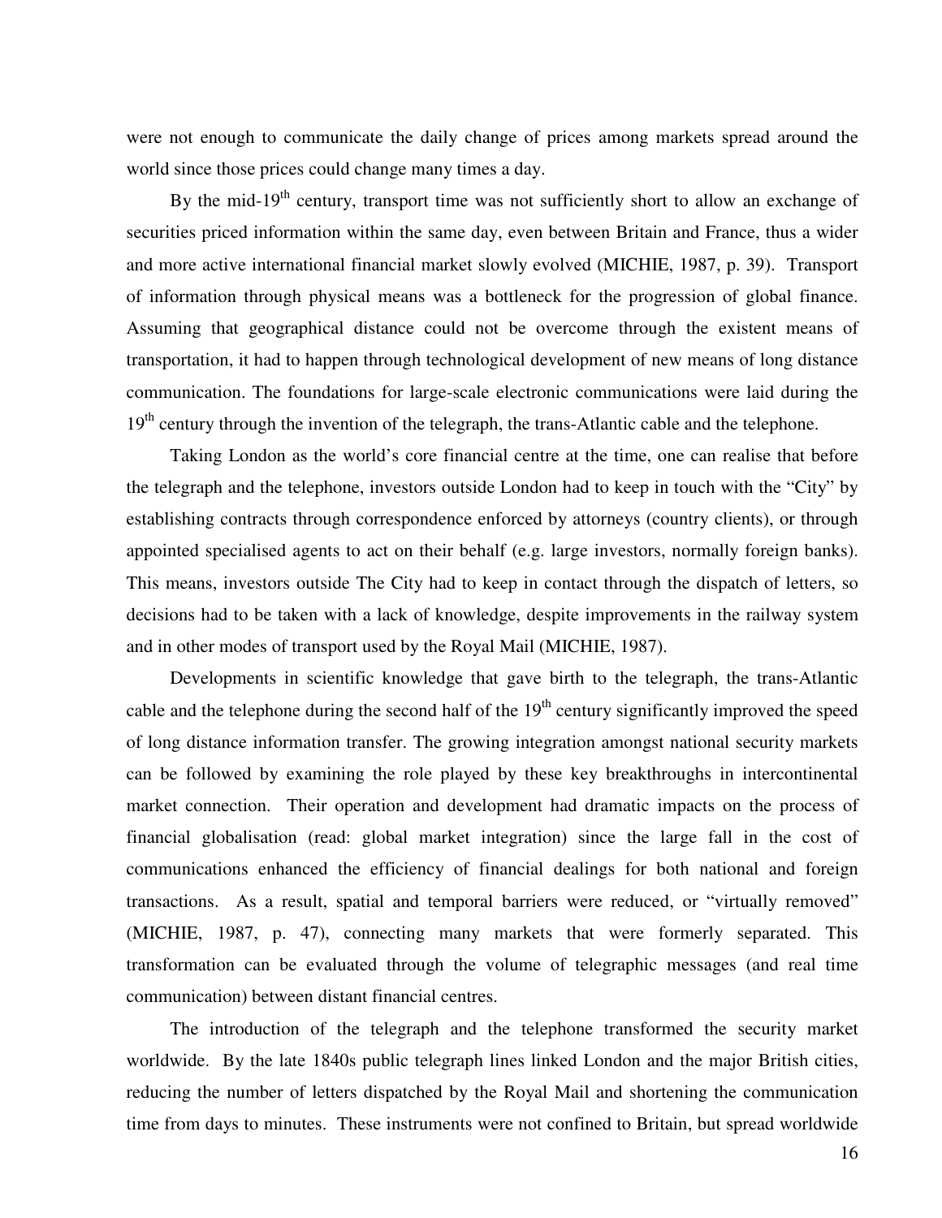were not enough to communicate the daily change of prices among markets spread around the world since those prices could change many times a day.

By the mid-19th century, transport time was not sufficiently short to allow an exchange of securities priced information within the same day, even between Britain and France, thus a wider and more active international financial market slowly evolved (MICHIE, 1987, p. 39). Transport of information through physical means was a bottleneck for the progression of global finance. Assuming that geographical distance could not be overcome through the existent means of transportation, it had to happen through technological development of new means of long distance communication. The foundations for large-scale electronic communications were laid during the 19th century through the invention of the telegraph, the trans-Atlantic cable and the telephone.

Taking London as the world's core financial centre at the time, one can realise that before the telegraph and the telephone, investors outside London had to keep in touch with the "City" by establishing contracts through correspondence enforced by attorneys (country clients), or through appointed specialised agents to act on their behalf (e.g. large investors, normally foreign banks). This means, investors outside The City had to keep in contact through the dispatch of letters, so decisions had to be taken with a lack of knowledge, despite improvements in the railway system and in other modes of transport used by the Royal Mail (MICHIE, 1987).

Developments in scientific knowledge that gave birth to the telegraph, the trans-Atlantic cable and the telephone during the second half of the 19th century significantly improved the speed of long distance information transfer. The growing integration amongst national security markets can be followed by examining the role played by these key breakthroughs in intercontinental market connection. Their operation and development had dramatic impacts on the process of financial globalisation (read: global market integration) since the large fall in the cost of communications enhanced the efficiency of financial dealings for both national and foreign transactions. As a result, spatial and temporal barriers were reduced, or "virtually removed" (MICHIE, 1987, p. 47), connecting many markets that were formerly separated. This transformation can be evaluated through the volume of telegraphic messages (and real time communication) between distant financial centres.

The introduction of the telegraph and the telephone transformed the security market worldwide. By the late 1840s public telegraph lines linked London and the major British cities, reducing the number of letters dispatched by the Royal Mail and shortening the communication time from days to minutes. These instruments were not confined to Britain, but spread worldwide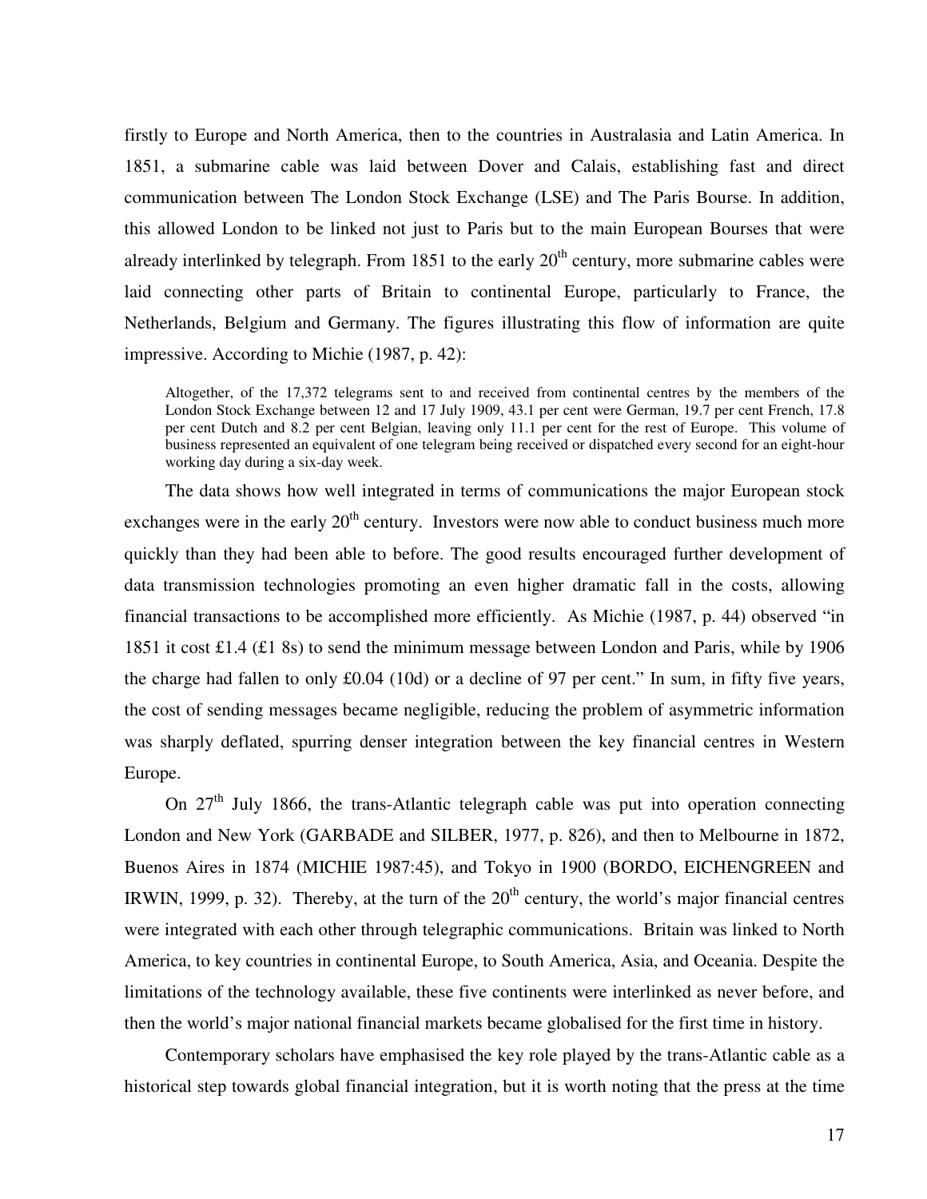firstly to Europe and North America, then to the countries in Australasia and Latin America. In 1851, a submarine cable was laid between Dover and Calais, establishing fast and direct communication between The London Stock Exchange (LSE) and The Paris Bourse. In addition, this allowed London to be linked not just to Paris but to the main European Bourses that were already interlinked by telegraph. From 1851 to the early 20th century, more submarine cables were laid connecting other parts of Britain to continental Europe, particularly to France, the Netherlands, Belgium and Germany. The figures illustrating this flow of information are quite impressive. According to Michie (1987, p. 42):

> Altogether, of the 17,372 telegrams sent to and received from continental centres by the members of the London Stock Exchange between 12 and 17 July 1909, 43.1 per cent were German, 19.7 per cent French, 17.8 per cent Dutch and 8.2 per cent Belgian, leaving only 11.1 per cent for the rest of Europe. This volume of business represented an equivalent of one telegram being received or dispatched every second for an eight-hour working day during a six-day week.

The data shows how well integrated in terms of communications the major European stock exchanges were in the early 20th century. Investors were now able to conduct business much more quickly than they had been able to before. The good results encouraged further development of data transmission technologies promoting an even higher dramatic fall in the costs, allowing financial transactions to be accomplished more efficiently. As Michie (1987, p. 44) observed "in 1851 it cost £1.4 (£1 8s) to send the minimum message between London and Paris, while by 1906 the charge had fallen to only £0.04 (10d) or a decline of 97 per cent." In sum, in fifty five years, the cost of sending messages became negligible, reducing the problem of asymmetric information was sharply deflated, spurring denser integration between the key financial centres in Western Europe.

On 27th July 1866, the trans-Atlantic telegraph cable was put into operation connecting London and New York (GARBADE and SILBER, 1977, p. 826), and then to Melbourne in 1872, Buenos Aires in 1874 (MICHIE 1987:45), and Tokyo in 1900 (BORDO, EICHENGREEN and IRWIN, 1999, p. 32). Thereby, at the turn of the 20th century, the world's major financial centres were integrated with each other through telegraphic communications. Britain was linked to North America, to key countries in continental Europe, to South America, Asia, and Oceania. Despite the limitations of the technology available, these five continents were interlinked as never before, and then the world's major national financial markets became globalised for the first time in history.

Contemporary scholars have emphasised the key role played by the trans-Atlantic cable as a historical step towards global financial integration, but it is worth noting that the press at the time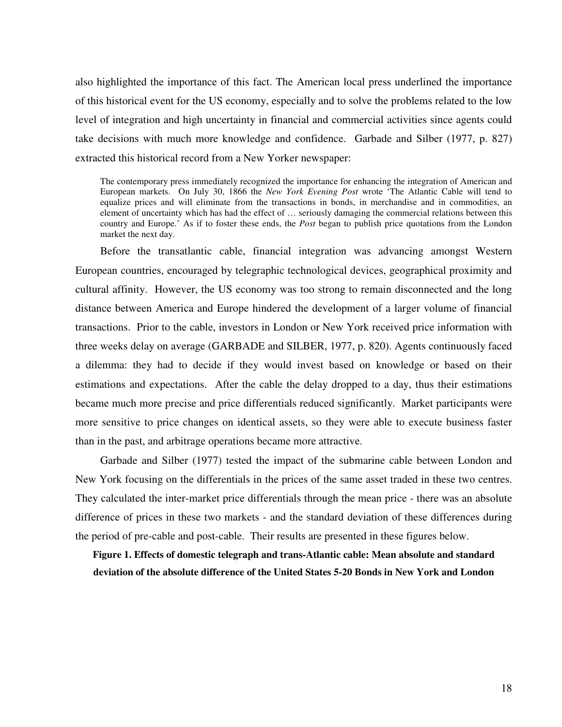also highlighted the importance of this fact. The American local press underlined the importance of this historical event for the US economy, especially and to solve the problems related to the low level of integration and high uncertainty in financial and commercial activities since agents could take decisions with much more knowledge and confidence. Garbade and Silber (1977, p. 827) extracted this historical record from a New Yorker newspaper:

> The contemporary press immediately recognized the importance for enhancing the integration of American and European markets. On July 30, 1866 the *New York Evening Post* wrote 'The Atlantic Cable will tend to equalize prices and will eliminate from the transactions in bonds, in merchandise and in commodities, an element of uncertainty which has had the effect of … seriously damaging the commercial relations between this country and Europe.' As if to foster these ends, the *Post* began to publish price quotations from the London market the next day.

Before the transatlantic cable, financial integration was advancing amongst Western European countries, encouraged by telegraphic technological devices, geographical proximity and cultural affinity. However, the US economy was too strong to remain disconnected and the long distance between America and Europe hindered the development of a larger volume of financial transactions. Prior to the cable, investors in London or New York received price information with three weeks delay on average (GARBADE and SILBER, 1977, p. 820). Agents continuously faced a dilemma: they had to decide if they would invest based on knowledge or based on their estimations and expectations. After the cable the delay dropped to a day, thus their estimations became much more precise and price differentials reduced significantly. Market participants were more sensitive to price changes on identical assets, so they were able to execute business faster than in the past, and arbitrage operations became more attractive.

Garbade and Silber (1977) tested the impact of the submarine cable between London and New York focusing on the differentials in the prices of the same asset traded in these two centres. They calculated the inter-market price differentials through the mean price - there was an absolute difference of prices in these two markets - and the standard deviation of these differences during the period of pre-cable and post-cable. Their results are presented in these figures below.

**Figure 1. Effects of domestic telegraph and trans-Atlantic cable: Mean absolute and standard deviation of the absolute difference of the United States 5-20 Bonds in New York and London**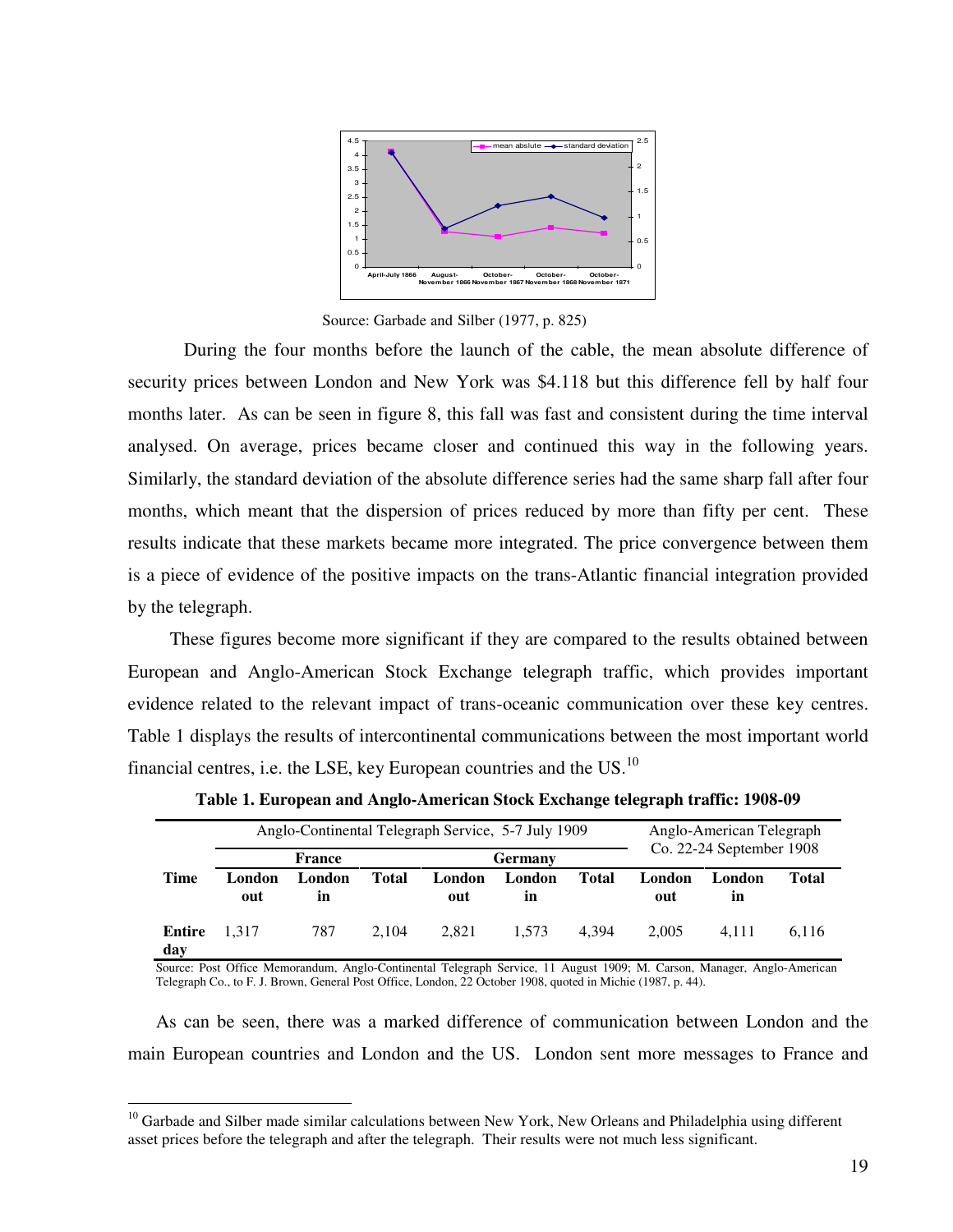Source: Garbade and Silber (1977, p. 825)

During the four months before the launch of the cable, the mean absolute difference of security prices between London and New York was $4.118 but this difference fell by half four months later. As can be seen in figure 8, this fall was fast and consistent during the time interval analysed. On average, prices became closer and continued this way in the following years. Similarly, the standard deviation of the absolute difference series had the same sharp fall after four months, which meant that the dispersion of prices reduced by more than fifty per cent. These results indicate that these markets became more integrated. The price convergence between them is a piece of evidence of the positive impacts on the trans-Atlantic financial integration provided by the telegraph.

These figures become more significant if they are compared to the results obtained between European and Anglo-American Stock Exchange telegraph traffic, which provides important evidence related to the relevant impact of trans-oceanic communication over these key centres. Table 1 displays the results of intercontinental communications between the most important world financial centres, i.e. the LSE, key European countries and the US.[10]

**Table 1. European and Anglo-American Stock Exchange telegraph traffic: 1908-09**

| | Anglo-Continental Telegraph Service, 5-7 July 1909 | | | | | | Anglo-American Telegraph Co. 22-24 September 1908 | | |
|---|---|---|---|---|---|---|---|---|---|
| | France | | | Germany | | | | | |
| **Time** | **London out** | **London in** | **Total** | **London out** | **London in** | **Total** | **London out** | **London in** | **Total** |
| **Entire day** | 1,317 | 787 | 2,104 | 2,821 | 1,573 | 4,394 | 2,005 | 4,111 | 6,116 |

Source: Post Office Memorandum, Anglo-Continental Telegraph Service, 11 August 1909; M. Carson, Manager, Anglo-American Telegraph Co., to F. J. Brown, General Post Office, London, 22 October 1908, quoted in Michie (1987, p. 44).

As can be seen, there was a marked difference of communication between London and the main European countries and London and the US. London sent more messages to France and

[10] Garbade and Silber made similar calculations between New York, New Orleans and Philadelphia using different asset prices before the telegraph and after the telegraph. Their results were not much less significant.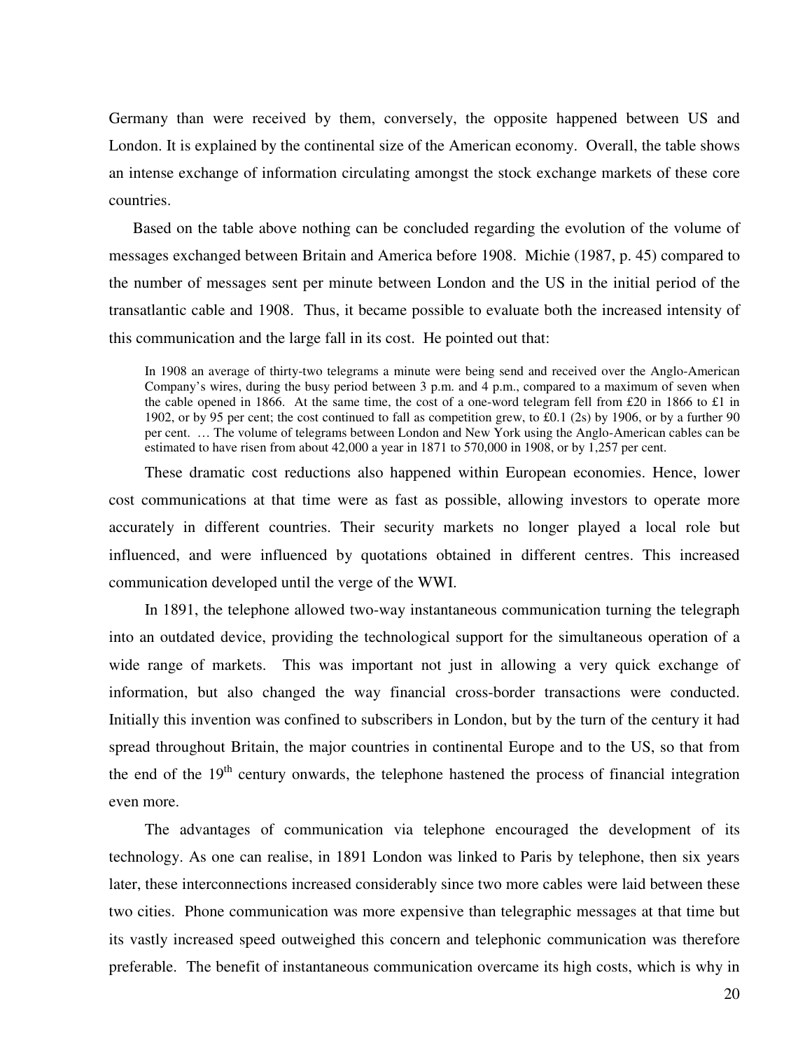Germany than were received by them, conversely, the opposite happened between US and London. It is explained by the continental size of the American economy. Overall, the table shows an intense exchange of information circulating amongst the stock exchange markets of these core countries.

Based on the table above nothing can be concluded regarding the evolution of the volume of messages exchanged between Britain and America before 1908. Michie (1987, p. 45) compared to the number of messages sent per minute between London and the US in the initial period of the transatlantic cable and 1908. Thus, it became possible to evaluate both the increased intensity of this communication and the large fall in its cost. He pointed out that:

> In 1908 an average of thirty-two telegrams a minute were being send and received over the Anglo-American Company's wires, during the busy period between 3 p.m. and 4 p.m., compared to a maximum of seven when the cable opened in 1866. At the same time, the cost of a one-word telegram fell from £20 in 1866 to £1 in 1902, or by 95 per cent; the cost continued to fall as competition grew, to £0.1 (2s) by 1906, or by a further 90 per cent. … The volume of telegrams between London and New York using the Anglo-American cables can be estimated to have risen from about 42,000 a year in 1871 to 570,000 in 1908, or by 1,257 per cent.

These dramatic cost reductions also happened within European economies. Hence, lower cost communications at that time were as fast as possible, allowing investors to operate more accurately in different countries. Their security markets no longer played a local role but influenced, and were influenced by quotations obtained in different centres. This increased communication developed until the verge of the WWI.

In 1891, the telephone allowed two-way instantaneous communication turning the telegraph into an outdated device, providing the technological support for the simultaneous operation of a wide range of markets. This was important not just in allowing a very quick exchange of information, but also changed the way financial cross-border transactions were conducted. Initially this invention was confined to subscribers in London, but by the turn of the century it had spread throughout Britain, the major countries in continental Europe and to the US, so that from the end of the 19th century onwards, the telephone hastened the process of financial integration even more.

The advantages of communication via telephone encouraged the development of its technology. As one can realise, in 1891 London was linked to Paris by telephone, then six years later, these interconnections increased considerably since two more cables were laid between these two cities. Phone communication was more expensive than telegraphic messages at that time but its vastly increased speed outweighed this concern and telephonic communication was therefore preferable. The benefit of instantaneous communication overcame its high costs, which is why in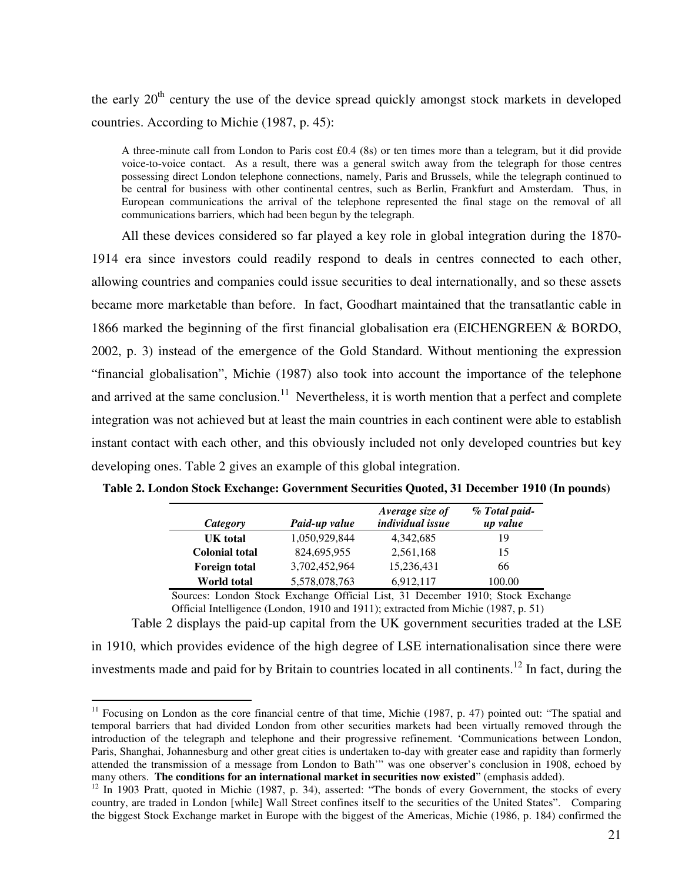the early 20th century the use of the device spread quickly amongst stock markets in developed countries. According to Michie (1987, p. 45):

> A three-minute call from London to Paris cost £0.4 (8s) or ten times more than a telegram, but it did provide voice-to-voice contact. As a result, there was a general switch away from the telegraph for those centres possessing direct London telephone connections, namely, Paris and Brussels, while the telegraph continued to be central for business with other continental centres, such as Berlin, Frankfurt and Amsterdam. Thus, in European communications the arrival of the telephone represented the final stage on the removal of all communications barriers, which had been begun by the telegraph.

All these devices considered so far played a key role in global integration during the 1870-1914 era since investors could readily respond to deals in centres connected to each other, allowing countries and companies could issue securities to deal internationally, and so these assets became more marketable than before. In fact, Goodhart maintained that the transatlantic cable in 1866 marked the beginning of the first financial globalisation era (EICHENGREEN & BORDO, 2002, p. 3) instead of the emergence of the Gold Standard. Without mentioning the expression "financial globalisation", Michie (1987) also took into account the importance of the telephone and arrived at the same conclusion.[11] Nevertheless, it is worth mention that a perfect and complete integration was not achieved but at least the main countries in each continent were able to establish instant contact with each other, and this obviously included not only developed countries but key developing ones. Table 2 gives an example of this global integration.

**Table 2. London Stock Exchange: Government Securities Quoted, 31 December 1910 (In pounds)**

| *Category* | *Paid-up value* | *Average size of individual issue* | *% Total paid-up value* |
|---|---|---|---|
| **UK total** | 1,050,929,844 | 4,342,685 | 19 |
| **Colonial total** | 824,695,955 | 2,561,168 | 15 |
| **Foreign total** | 3,702,452,964 | 15,236,431 | 66 |
| **World total** | 5,578,078,763 | 6,912,117 | 100.00 |

Sources: London Stock Exchange Official List, 31 December 1910; Stock Exchange Official Intelligence (London, 1910 and 1911); extracted from Michie (1987, p. 51)

Table 2 displays the paid-up capital from the UK government securities traded at the LSE in 1910, which provides evidence of the high degree of LSE internationalisation since there were investments made and paid for by Britain to countries located in all continents.[12] In fact, during the

---

[11] Focusing on London as the core financial centre of that time, Michie (1987, p. 47) pointed out: "The spatial and temporal barriers that had divided London from other securities markets had been virtually removed through the introduction of the telegraph and telephone and their progressive refinement. 'Communications between London, Paris, Shanghai, Johannesburg and other great cities is undertaken to-day with greater ease and rapidity than formerly attended the transmission of a message from London to Bath'" was one observer's conclusion in 1908, echoed by many others. **The conditions for an international market in securities now existed**" (emphasis added).

[12] In 1903 Pratt, quoted in Michie (1987, p. 34), asserted: "The bonds of every Government, the stocks of every country, are traded in London [while] Wall Street confines itself to the securities of the United States". Comparing the biggest Stock Exchange market in Europe with the biggest of the Americas, Michie (1986, p. 184) confirmed the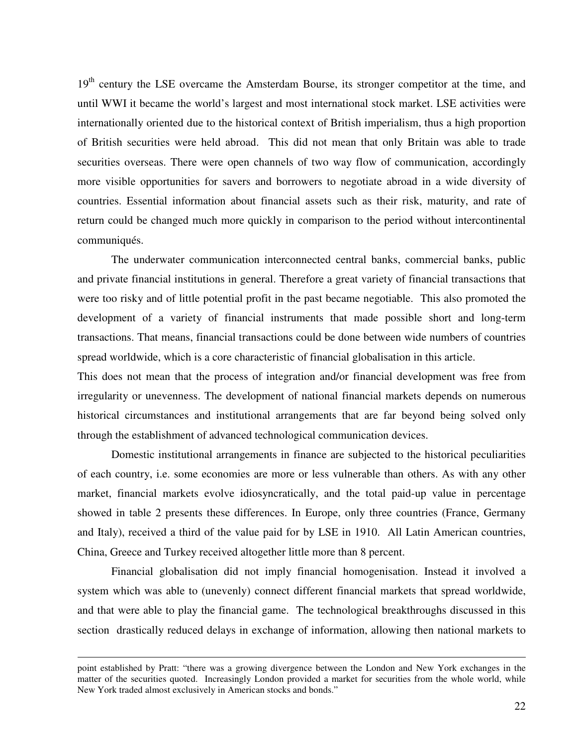19th century the LSE overcame the Amsterdam Bourse, its stronger competitor at the time, and until WWI it became the world's largest and most international stock market. LSE activities were internationally oriented due to the historical context of British imperialism, thus a high proportion of British securities were held abroad. This did not mean that only Britain was able to trade securities overseas. There were open channels of two way flow of communication, accordingly more visible opportunities for savers and borrowers to negotiate abroad in a wide diversity of countries. Essential information about financial assets such as their risk, maturity, and rate of return could be changed much more quickly in comparison to the period without intercontinental communiqués.

The underwater communication interconnected central banks, commercial banks, public and private financial institutions in general. Therefore a great variety of financial transactions that were too risky and of little potential profit in the past became negotiable. This also promoted the development of a variety of financial instruments that made possible short and long-term transactions. That means, financial transactions could be done between wide numbers of countries spread worldwide, which is a core characteristic of financial globalisation in this article.

This does not mean that the process of integration and/or financial development was free from irregularity or unevenness. The development of national financial markets depends on numerous historical circumstances and institutional arrangements that are far beyond being solved only through the establishment of advanced technological communication devices.

Domestic institutional arrangements in finance are subjected to the historical peculiarities of each country, i.e. some economies are more or less vulnerable than others. As with any other market, financial markets evolve idiosyncratically, and the total paid-up value in percentage showed in table 2 presents these differences. In Europe, only three countries (France, Germany and Italy), received a third of the value paid for by LSE in 1910. All Latin American countries, China, Greece and Turkey received altogether little more than 8 percent.

Financial globalisation did not imply financial homogenisation. Instead it involved a system which was able to (unevenly) connect different financial markets that spread worldwide, and that were able to play the financial game. The technological breakthroughs discussed in this section drastically reduced delays in exchange of information, allowing then national markets to

---

point established by Pratt: "there was a growing divergence between the London and New York exchanges in the matter of the securities quoted. Increasingly London provided a market for securities from the whole world, while New York traded almost exclusively in American stocks and bonds."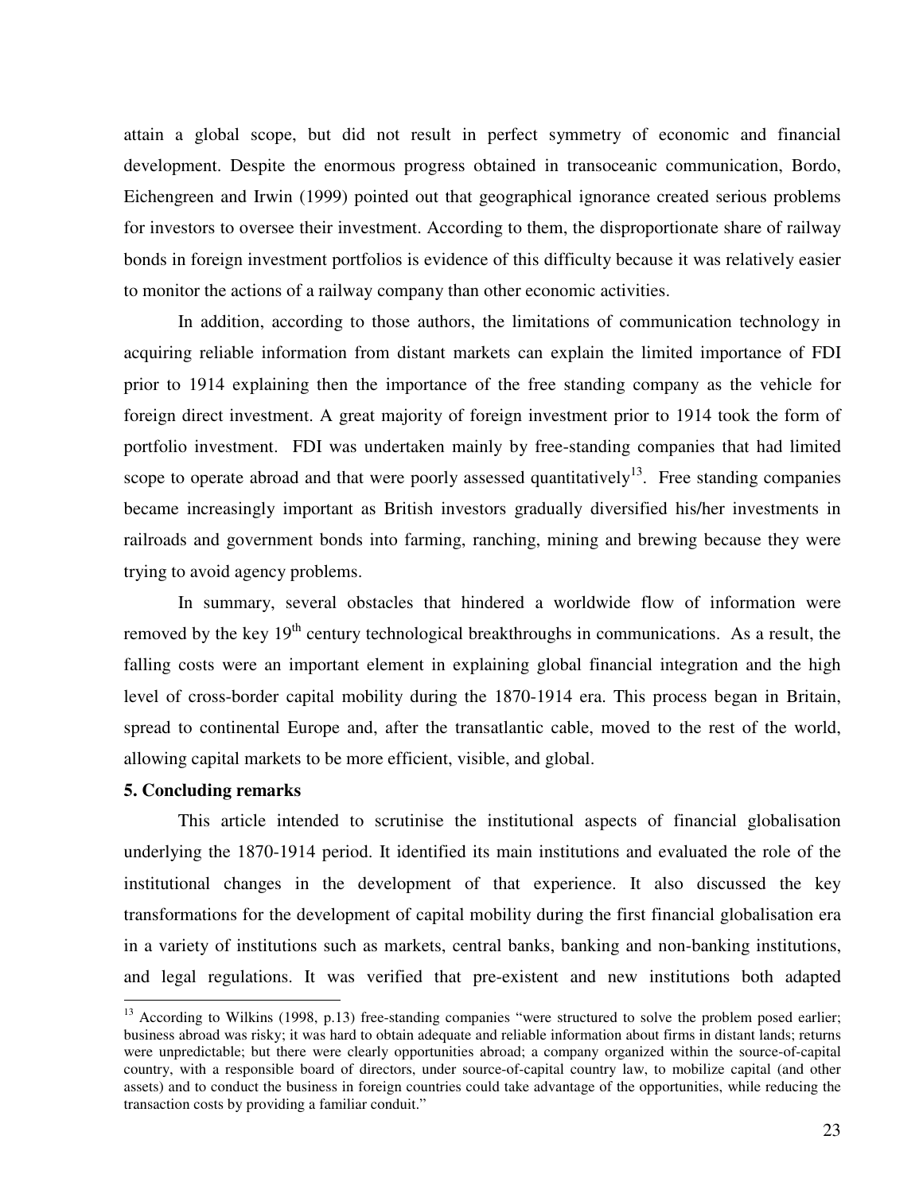attain a global scope, but did not result in perfect symmetry of economic and financial development. Despite the enormous progress obtained in transoceanic communication, Bordo, Eichengreen and Irwin (1999) pointed out that geographical ignorance created serious problems for investors to oversee their investment. According to them, the disproportionate share of railway bonds in foreign investment portfolios is evidence of this difficulty because it was relatively easier to monitor the actions of a railway company than other economic activities.

In addition, according to those authors, the limitations of communication technology in acquiring reliable information from distant markets can explain the limited importance of FDI prior to 1914 explaining then the importance of the free standing company as the vehicle for foreign direct investment. A great majority of foreign investment prior to 1914 took the form of portfolio investment. FDI was undertaken mainly by free-standing companies that had limited scope to operate abroad and that were poorly assessed quantitatively[13]. Free standing companies became increasingly important as British investors gradually diversified his/her investments in railroads and government bonds into farming, ranching, mining and brewing because they were trying to avoid agency problems.

In summary, several obstacles that hindered a worldwide flow of information were removed by the key 19th century technological breakthroughs in communications. As a result, the falling costs were an important element in explaining global financial integration and the high level of cross-border capital mobility during the 1870-1914 era. This process began in Britain, spread to continental Europe and, after the transatlantic cable, moved to the rest of the world, allowing capital markets to be more efficient, visible, and global.

## 5. Concluding remarks

This article intended to scrutinise the institutional aspects of financial globalisation underlying the 1870-1914 period. It identified its main institutions and evaluated the role of the institutional changes in the development of that experience. It also discussed the key transformations for the development of capital mobility during the first financial globalisation era in a variety of institutions such as markets, central banks, banking and non-banking institutions, and legal regulations. It was verified that pre-existent and new institutions both adapted

---

[13] According to Wilkins (1998, p.13) free-standing companies "were structured to solve the problem posed earlier; business abroad was risky; it was hard to obtain adequate and reliable information about firms in distant lands; returns were unpredictable; but there were clearly opportunities abroad; a company organized within the source-of-capital country, with a responsible board of directors, under source-of-capital country law, to mobilize capital (and other assets) and to conduct the business in foreign countries could take advantage of the opportunities, while reducing the transaction costs by providing a familiar conduit."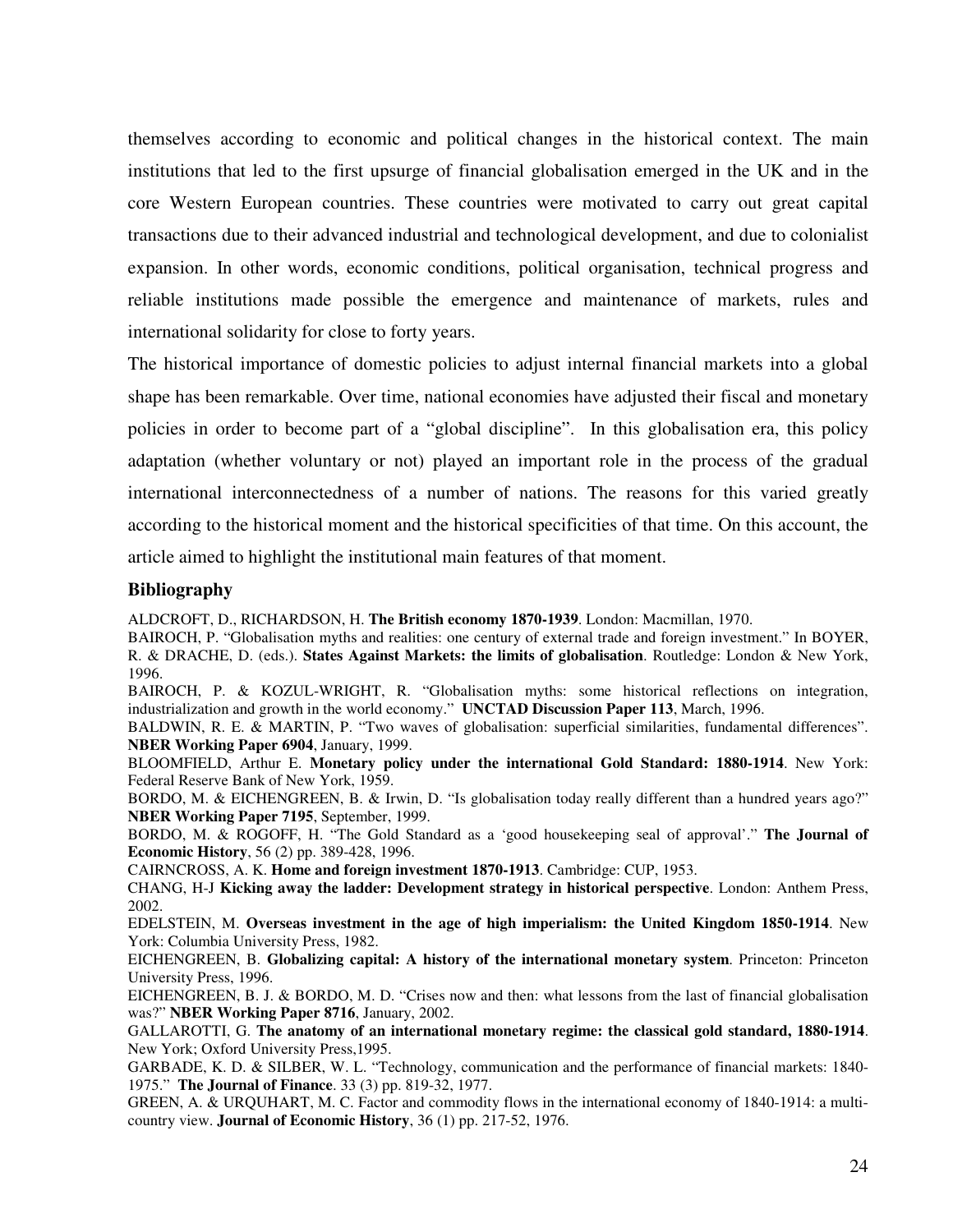themselves according to economic and political changes in the historical context. The main institutions that led to the first upsurge of financial globalisation emerged in the UK and in the core Western European countries. These countries were motivated to carry out great capital transactions due to their advanced industrial and technological development, and due to colonialist expansion. In other words, economic conditions, political organisation, technical progress and reliable institutions made possible the emergence and maintenance of markets, rules and international solidarity for close to forty years.

The historical importance of domestic policies to adjust internal financial markets into a global shape has been remarkable. Over time, national economies have adjusted their fiscal and monetary policies in order to become part of a "global discipline". In this globalisation era, this policy adaptation (whether voluntary or not) played an important role in the process of the gradual international interconnectedness of a number of nations. The reasons for this varied greatly according to the historical moment and the historical specificities of that time. On this account, the article aimed to highlight the institutional main features of that moment.

### Bibliography

ALDCROFT, D., RICHARDSON, H. **The British economy 1870-1939**. London: Macmillan, 1970.

BAIROCH, P. "Globalisation myths and realities: one century of external trade and foreign investment." In BOYER, R. & DRACHE, D. (eds.). **States Against Markets: the limits of globalisation**. Routledge: London & New York, 1996.

BAIROCH, P. & KOZUL-WRIGHT, R. "Globalisation myths: some historical reflections on integration, industrialization and growth in the world economy." **UNCTAD Discussion Paper 113**, March, 1996.

BALDWIN, R. E. & MARTIN, P. "Two waves of globalisation: superficial similarities, fundamental differences". **NBER Working Paper 6904**, January, 1999.

BLOOMFIELD, Arthur E. **Monetary policy under the international Gold Standard: 1880-1914**. New York: Federal Reserve Bank of New York, 1959.

BORDO, M. & EICHENGREEN, B. & Irwin, D. "Is globalisation today really different than a hundred years ago?" **NBER Working Paper 7195**, September, 1999.

BORDO, M. & ROGOFF, H. "The Gold Standard as a 'good housekeeping seal of approval'." **The Journal of Economic History**, 56 (2) pp. 389-428, 1996.

CAIRNCROSS, A. K. **Home and foreign investment 1870-1913**. Cambridge: CUP, 1953.

CHANG, H-J **Kicking away the ladder: Development strategy in historical perspective**. London: Anthem Press, 2002.

EDELSTEIN, M. **Overseas investment in the age of high imperialism: the United Kingdom 1850-1914**. New York: Columbia University Press, 1982.

EICHENGREEN, B. **Globalizing capital: A history of the international monetary system**. Princeton: Princeton University Press, 1996.

EICHENGREEN, B. J. & BORDO, M. D. "Crises now and then: what lessons from the last of financial globalisation was?" **NBER Working Paper 8716**, January, 2002.

GALLAROTTI, G. **The anatomy of an international monetary regime: the classical gold standard, 1880-1914**. New York; Oxford University Press,1995.

GARBADE, K. D. & SILBER, W. L. "Technology, communication and the performance of financial markets: 1840-1975." **The Journal of Finance**. 33 (3) pp. 819-32, 1977.

GREEN, A. & URQUHART, M. C. Factor and commodity flows in the international economy of 1840-1914: a multi-country view. **Journal of Economic History**, 36 (1) pp. 217-52, 1976.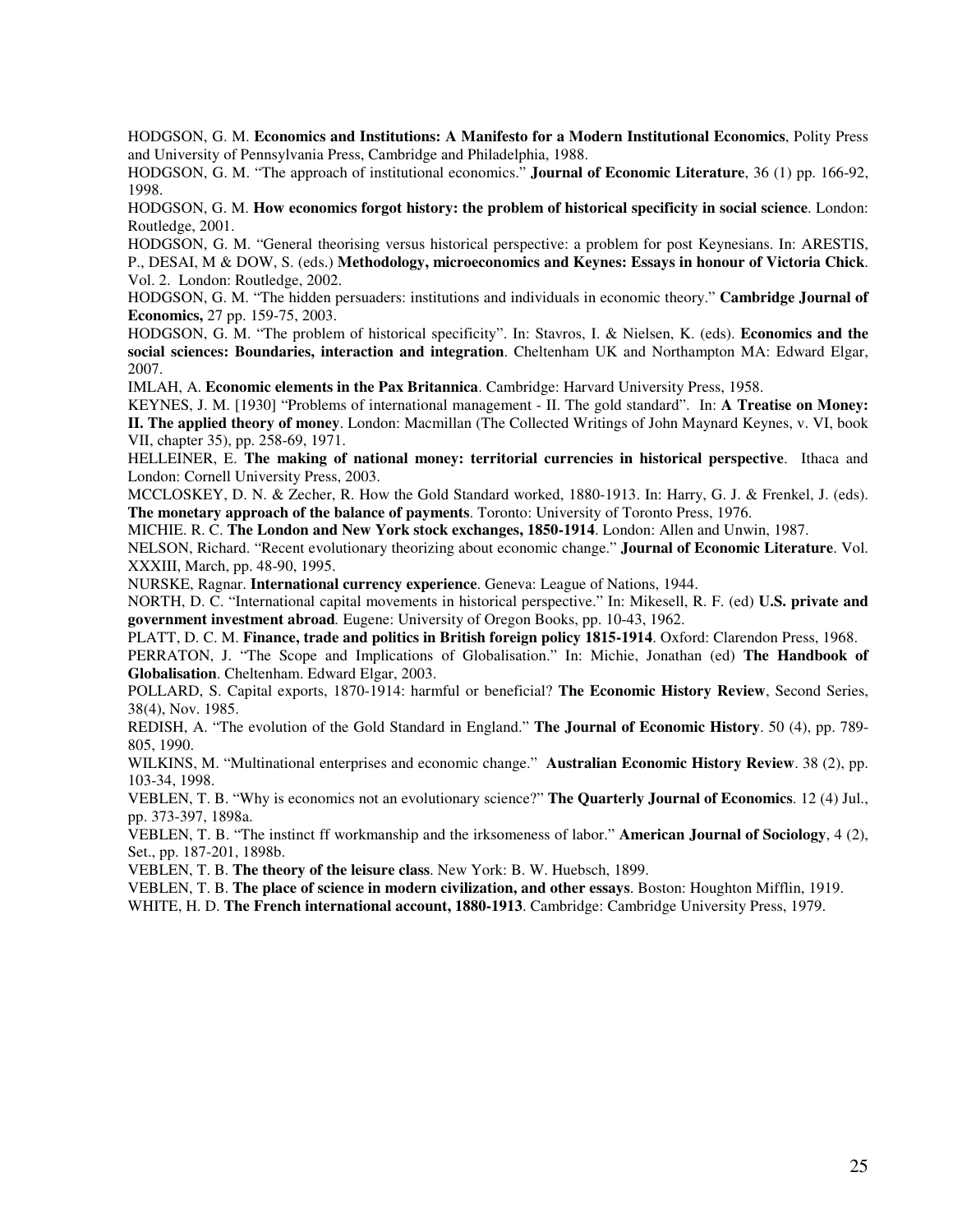HODGSON, G. M. **Economics and Institutions: A Manifesto for a Modern Institutional Economics**, Polity Press and University of Pennsylvania Press, Cambridge and Philadelphia, 1988.

HODGSON, G. M. "The approach of institutional economics." **Journal of Economic Literature**, 36 (1) pp. 166-92, 1998.

HODGSON, G. M. **How economics forgot history: the problem of historical specificity in social science**. London: Routledge, 2001.

HODGSON, G. M. "General theorising versus historical perspective: a problem for post Keynesians. In: ARESTIS, P., DESAI, M & DOW, S. (eds.) **Methodology, microeconomics and Keynes: Essays in honour of Victoria Chick**. Vol. 2. London: Routledge, 2002.

HODGSON, G. M. "The hidden persuaders: institutions and individuals in economic theory." **Cambridge Journal of Economics,** 27 pp. 159-75, 2003.

HODGSON, G. M. "The problem of historical specificity". In: Stavros, I. & Nielsen, K. (eds). **Economics and the social sciences: Boundaries, interaction and integration**. Cheltenham UK and Northampton MA: Edward Elgar, 2007.

IMLAH, A. **Economic elements in the Pax Britannica**. Cambridge: Harvard University Press, 1958.

KEYNES, J. M. [1930] "Problems of international management - II. The gold standard". In: **A Treatise on Money: II. The applied theory of money**. London: Macmillan (The Collected Writings of John Maynard Keynes, v. VI, book VII, chapter 35), pp. 258-69, 1971.

HELLEINER, E. **The making of national money: territorial currencies in historical perspective**. Ithaca and London: Cornell University Press, 2003.

MCCLOSKEY, D. N. & Zecher, R. How the Gold Standard worked, 1880-1913. In: Harry, G. J. & Frenkel, J. (eds). **The monetary approach of the balance of payments**. Toronto: University of Toronto Press, 1976.

MICHIE. R. C. **The London and New York stock exchanges, 1850-1914**. London: Allen and Unwin, 1987.

NELSON, Richard. "Recent evolutionary theorizing about economic change." **Journal of Economic Literature**. Vol. XXXIII, March, pp. 48-90, 1995.

NURSKE, Ragnar. **International currency experience**. Geneva: League of Nations, 1944.

NORTH, D. C. "International capital movements in historical perspective." In: Mikesell, R. F. (ed) **U.S. private and government investment abroad**. Eugene: University of Oregon Books, pp. 10-43, 1962.

PLATT, D. C. M. **Finance, trade and politics in British foreign policy 1815-1914**. Oxford: Clarendon Press, 1968.

PERRATON, J. "The Scope and Implications of Globalisation." In: Michie, Jonathan (ed) **The Handbook of Globalisation**. Cheltenham. Edward Elgar, 2003.

POLLARD, S. Capital exports, 1870-1914: harmful or beneficial? **The Economic History Review**, Second Series, 38(4), Nov. 1985.

REDISH, A. "The evolution of the Gold Standard in England." **The Journal of Economic History**. 50 (4), pp. 789-805, 1990.

WILKINS, M. "Multinational enterprises and economic change." **Australian Economic History Review**. 38 (2), pp. 103-34, 1998.

VEBLEN, T. B. "Why is economics not an evolutionary science?" **The Quarterly Journal of Economics**. 12 (4) Jul., pp. 373-397, 1898a.

VEBLEN, T. B. "The instinct ff workmanship and the irksomeness of labor." **American Journal of Sociology**, 4 (2), Set., pp. 187-201, 1898b.

VEBLEN, T. B. **The theory of the leisure class**. New York: B. W. Huebsch, 1899.

VEBLEN, T. B. **The place of science in modern civilization, and other essays**. Boston: Houghton Mifflin, 1919.

WHITE, H. D. **The French international account, 1880-1913**. Cambridge: Cambridge University Press, 1979.